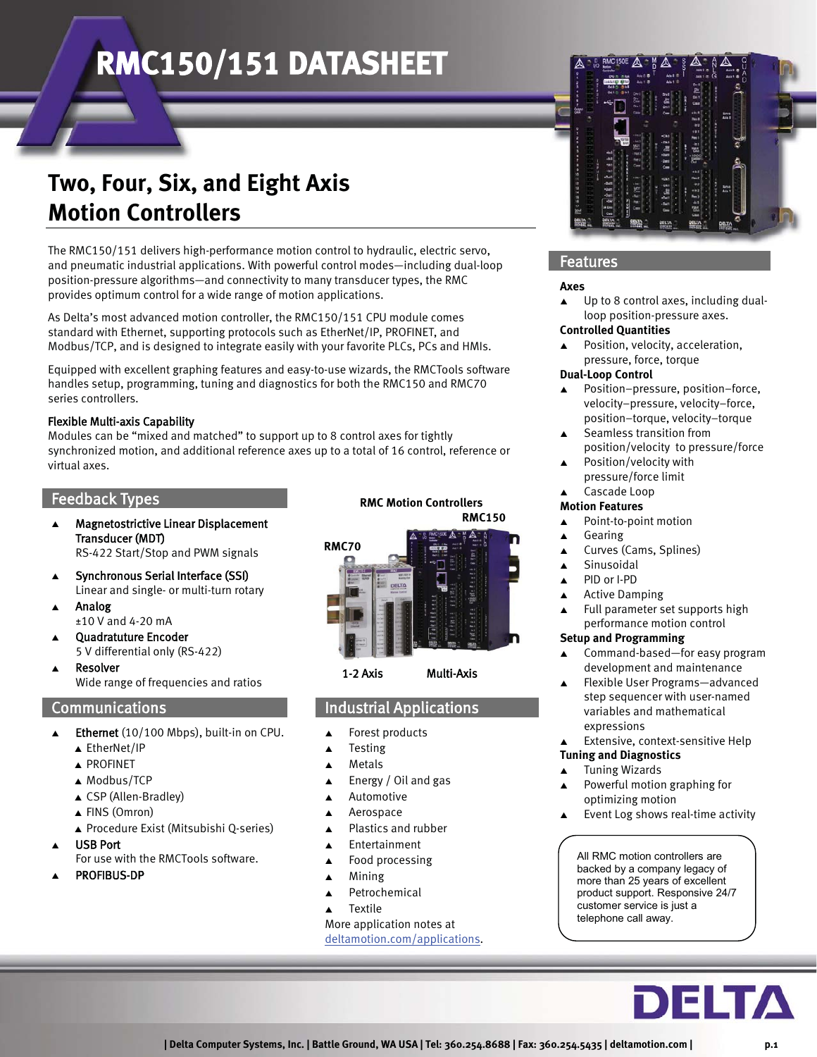# RMC150/151 DATASHEET

## Two, Four, Six, and Eight Axis Motion Controllers

The RMC150/151 delivers high-performance motion control to hydraulic, electric servo, and pneumatic industrial applications. With powerful control modes—including dual-loop position-pressure algorithms—and connectivity to many transducer types, the RMC provides optimum control for a wide range of motion applications.

As Delta's most advanced motion controller, the RMC150/151 CPU module comes standard with Ethernet, supporting protocols such as EtherNet/IP, PROFINET, and Modbus/TCP, and is designed to integrate easily with your favorite PLCs, PCs and HMIs.

Equipped with excellent graphing features and easy-to-use wizards, the RMCTools software handles setup, programming, tuning and diagnostics for both the RMC150 and RMC70 series controllers.

**Flexible Multi-axis Capability**

Modules can be "mixed and matched" to support up to 8 control axes for tightly synchronized motion, and additional reference axes up to a total of 16 control, reference or virtual axes.

## Feedback Types

- **Magnetostrictive Linear Displacement Transducer (MDT)**
  RS-422 Start/Stop and PWM signals
- **Synchronous Serial Interface (SSI)**
  Linear and single- or multi-turn rotary
- **Analog**
  ±10 V and 4-20 mA
- **Quadrature Encoder**
  5 V differential only (RS-422)
- **Resolver**
  Wide range of frequencies and ratios

## Communications

- **Ethernet** (10/100 Mbps), built-in on CPU.
  - EtherNet/IP
  - PROFINET
  - Modbus/TCP
  - CSP (Allen-Bradley)
  - FINS (Omron)
  - Procedure Exist (Mitsubishi Q-series)
- **USB Port**
  For use with the RMCTools software.
- **PROFIBUS-DP**

**RMC Motion Controllers**

RMC70 — 1-2 Axis

RMC150 — Multi-Axis

## Industrial Applications

- Forest products
- Testing
- Metals
- Energy / Oil and gas
- Automotive
- Aerospace
- Plastics and rubber
- Entertainment
- Food processing
- Mining
- Petrochemical
- Textile

More application notes at deltamotion.com/applications.

## Features

**Axes**
- Up to 8 control axes, including dual-loop position-pressure axes.

**Controlled Quantities**
- Position, velocity, acceleration, pressure, force, torque

**Dual-Loop Control**
- Position–pressure, position–force, velocity–pressure, velocity–force, position–torque, velocity–torque
- Seamless transition from position/velocity to pressure/force
- Position/velocity with pressure/force limit
- Cascade Loop

**Motion Features**
- Point-to-point motion
- Gearing
- Curves (Cams, Splines)
- Sinusoidal
- PID or I-PD
- Active Damping
- Full parameter set supports high performance motion control

**Setup and Programming**
- Command-based—for easy program development and maintenance
- Flexible User Programs—advanced step sequencer with user-named variables and mathematical expressions
- Extensive, context-sensitive Help

**Tuning and Diagnostics**
- Tuning Wizards
- Powerful motion graphing for optimizing motion
- Event Log shows real-time activity

All RMC motion controllers are backed by a company legacy of more than 25 years of excellent product support. Responsive 24/7 customer service is just a telephone call away.

DELTA

| Delta Computer Systems, Inc. | Battle Ground, WA USA | Tel: 360.254.8688 | Fax: 360.254.5435 | deltamotion.com |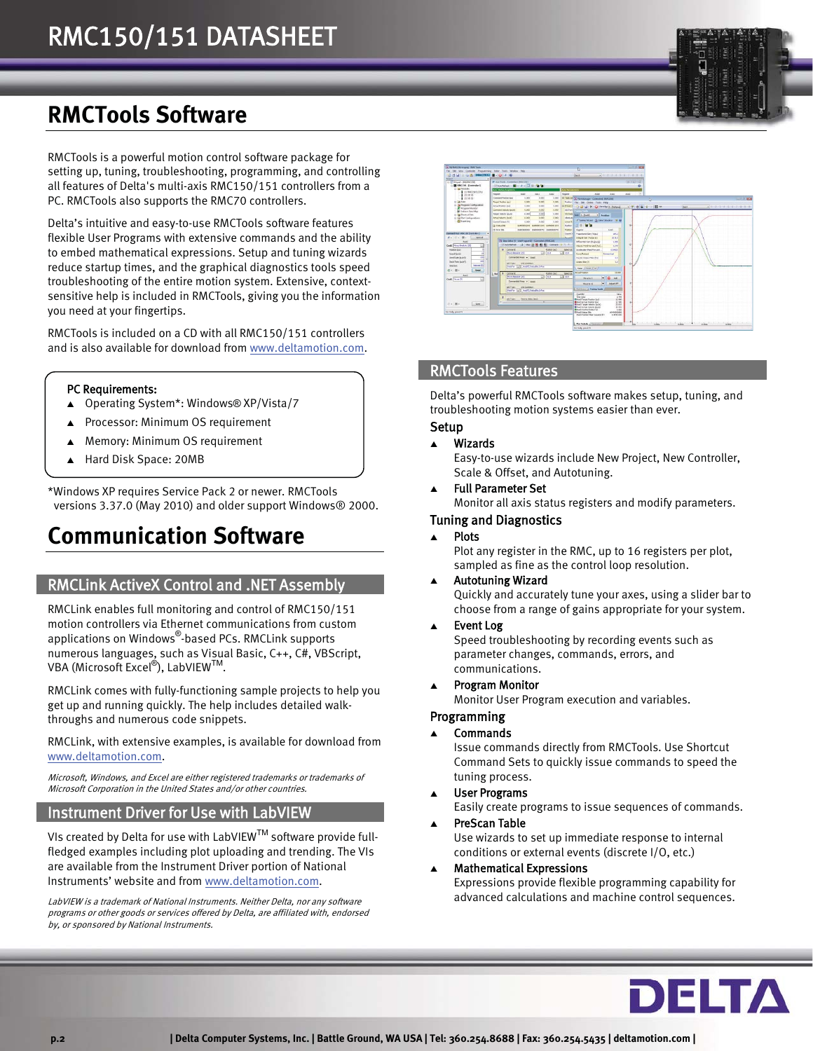## RMCTools Software

RMCTools is a powerful motion control software package for setting up, tuning, troubleshooting, programming, and controlling all features of Delta's multi-axis RMC150/151 controllers from a PC. RMCTools also supports the RMC70 controllers.

Delta's intuitive and easy-to-use RMCTools software features flexible User Programs with extensive commands and the ability to embed mathematical expressions. Setup and tuning wizards reduce startup times, and the graphical diagnostics tools speed troubleshooting of the entire motion system. Extensive, context-sensitive help is included in RMCTools, giving you the information you need at your fingertips.

RMCTools is included on a CD with all RMC150/151 controllers and is also available for download from www.deltamotion.com.

**PC Requirements:**

- Operating System*: Windows® XP/Vista/7
- Processor: Minimum OS requirement
- Memory: Minimum OS requirement
- Hard Disk Space: 20MB

*Windows XP requires Service Pack 2 or newer. RMCTools versions 3.37.0 (May 2010) and older support Windows® 2000.

## Communication Software

### RMCLink ActiveX Control and .NET Assembly

RMCLink enables full monitoring and control of RMC150/151 motion controllers via Ethernet communications from custom applications on Windows®-based PCs. RMCLink supports numerous languages, such as Visual Basic, C++, C#, VBScript, VBA (Microsoft Excel®), LabVIEW™.

RMCLink comes with fully-functioning sample projects to help you get up and running quickly. The help includes detailed walk-throughs and numerous code snippets.

RMCLink, with extensive examples, is available for download from www.deltamotion.com.

*Microsoft, Windows, and Excel are either registered trademarks or trademarks of Microsoft Corporation in the United States and/or other countries.*

### Instrument Driver for Use with LabVIEW

VIs created by Delta for use with LabVIEW™ software provide full-fledged examples including plot uploading and trending. The VIs are available from the Instrument Driver portion of National Instruments' website and from www.deltamotion.com.

*LabVIEW is a trademark of National Instruments. Neither Delta, nor any software programs or other goods or services offered by Delta, are affiliated with, endorsed by, or sponsored by National Instruments.*

### RMCTools Features

Delta's powerful RMCTools software makes setup, tuning, and troubleshooting motion systems easier than ever.

#### Setup

- **Wizards**
  Easy-to-use wizards include New Project, New Controller, Scale & Offset, and Autotuning.
- **Full Parameter Set**
  Monitor all axis status registers and modify parameters.

#### Tuning and Diagnostics

- **Plots**
  Plot any register in the RMC, up to 16 registers per plot, sampled as fine as the control loop resolution.
- **Autotuning Wizard**
  Quickly and accurately tune your axes, using a slider bar to choose from a range of gains appropriate for your system.
- **Event Log**
  Speed troubleshooting by recording events such as parameter changes, commands, errors, and communications.
- **Program Monitor**
  Monitor User Program execution and variables.

#### Programming

- **Commands**
  Issue commands directly from RMCTools. Use Shortcut Command Sets to quickly issue commands to speed the tuning process.
- **User Programs**
  Easily create programs to issue sequences of commands.
- **PreScan Table**
  Use wizards to set up immediate response to internal conditions or external events (discrete I/O, etc.)
- **Mathematical Expressions**
  Expressions provide flexible programming capability for advanced calculations and machine control sequences.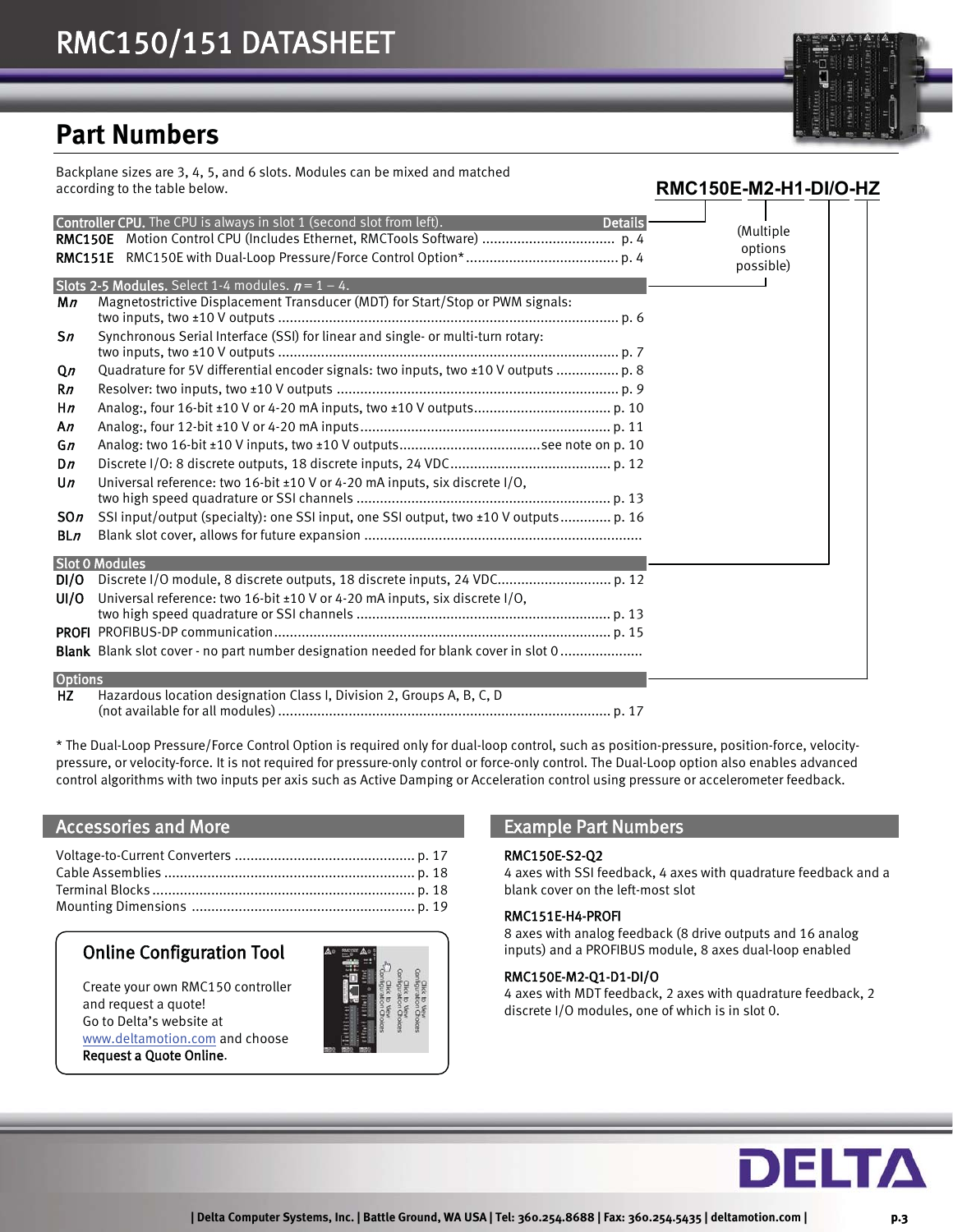# RMC150/151 DATASHEET

## Part Numbers

Backplane sizes are 3, 4, 5, and 6 slots. Modules can be mixed and matched according to the table below.

**RMC150E-M2-H1-DI/O-HZ**

(Multiple options possible)

| Code | Description | Details |
|---|---|---|
| **Controller CPU.** The CPU is always in slot 1 (second slot from left). | | **Details** |
| **RMC150E** | Motion Control CPU (Includes Ethernet, RMCTools Software) | p. 4 |
| **RMC151E** | RMC150E with Dual-Loop Pressure/Force Control Option* | p. 4 |
| **Slots 2-5 Modules.** Select 1-4 modules. *n* = 1 – 4. | | |
| **M*n*** | Magnetostrictive Displacement Transducer (MDT) for Start/Stop or PWM signals: two inputs, two ±10 V outputs | p. 6 |
| **S*n*** | Synchronous Serial Interface (SSI) for linear and single- or multi-turn rotary: two inputs, two ±10 V outputs | p. 7 |
| **Q*n*** | Quadrature for 5V differential encoder signals: two inputs, two ±10 V outputs | p. 8 |
| **R*n*** | Resolver: two inputs, two ±10 V outputs | p. 9 |
| **H*n*** | Analog:, four 16-bit ±10 V or 4-20 mA inputs, two ±10 V outputs | p. 10 |
| **A*n*** | Analog:, four 12-bit ±10 V or 4-20 mA inputs | p. 11 |
| **G*n*** | Analog: two 16-bit ±10 V inputs, two ±10 V outputs | see note on p. 10 |
| **D*n*** | Discrete I/O: 8 discrete outputs, 18 discrete inputs, 24 VDC | p. 12 |
| **U*n*** | Universal reference: two 16-bit ±10 V or 4-20 mA inputs, six discrete I/O, two high speed quadrature or SSI channels | p. 13 |
| **SO*n*** | SSI input/output (specialty): one SSI input, one SSI output, two ±10 V outputs | p. 16 |
| **BL*n*** | Blank slot cover, allows for future expansion | |
| **Slot 0 Modules** | | |
| **DI/O** | Discrete I/O module, 8 discrete outputs, 18 discrete inputs, 24 VDC | p. 12 |
| **UI/O** | Universal reference: two 16-bit ±10 V or 4-20 mA inputs, six discrete I/O, two high speed quadrature or SSI channels | p. 13 |
| **PROFI** | PROFIBUS-DP communication | p. 15 |
| **Blank** | Blank slot cover - no part number designation needed for blank cover in slot 0 | |
| **Options** | | |
| **HZ** | Hazardous location designation Class I, Division 2, Groups A, B, C, D (not available for all modules) | p. 17 |

\* The Dual-Loop Pressure/Force Control Option is required only for dual-loop control, such as position-pressure, position-force, velocity-pressure, or velocity-force. It is not required for pressure-only control or force-only control. The Dual-Loop option also enables advanced control algorithms with two inputs per axis such as Active Damping or Acceleration control using pressure or accelerometer feedback.

## Accessories and More

| Item | Page |
|---|---|
| Voltage-to-Current Converters | p. 17 |
| Cable Assemblies | p. 18 |
| Terminal Blocks | p. 18 |
| Mounting Dimensions | p. 19 |

### Online Configuration Tool

Create your own RMC150 controller and request a quote!
Go to Delta's website at www.deltamotion.com and choose **Request a Quote Online**.

## Example Part Numbers

**RMC150E-S2-Q2**
4 axes with SSI feedback, 4 axes with quadrature feedback and a blank cover on the left-most slot

**RMC151E-H4-PROFI**
8 axes with analog feedback (8 drive outputs and 16 analog inputs) and a PROFIBUS module, 8 axes dual-loop enabled

**RMC150E-M2-Q1-D1-DI/O**
4 axes with MDT feedback, 2 axes with quadrature feedback, 2 discrete I/O modules, one of which is in slot 0.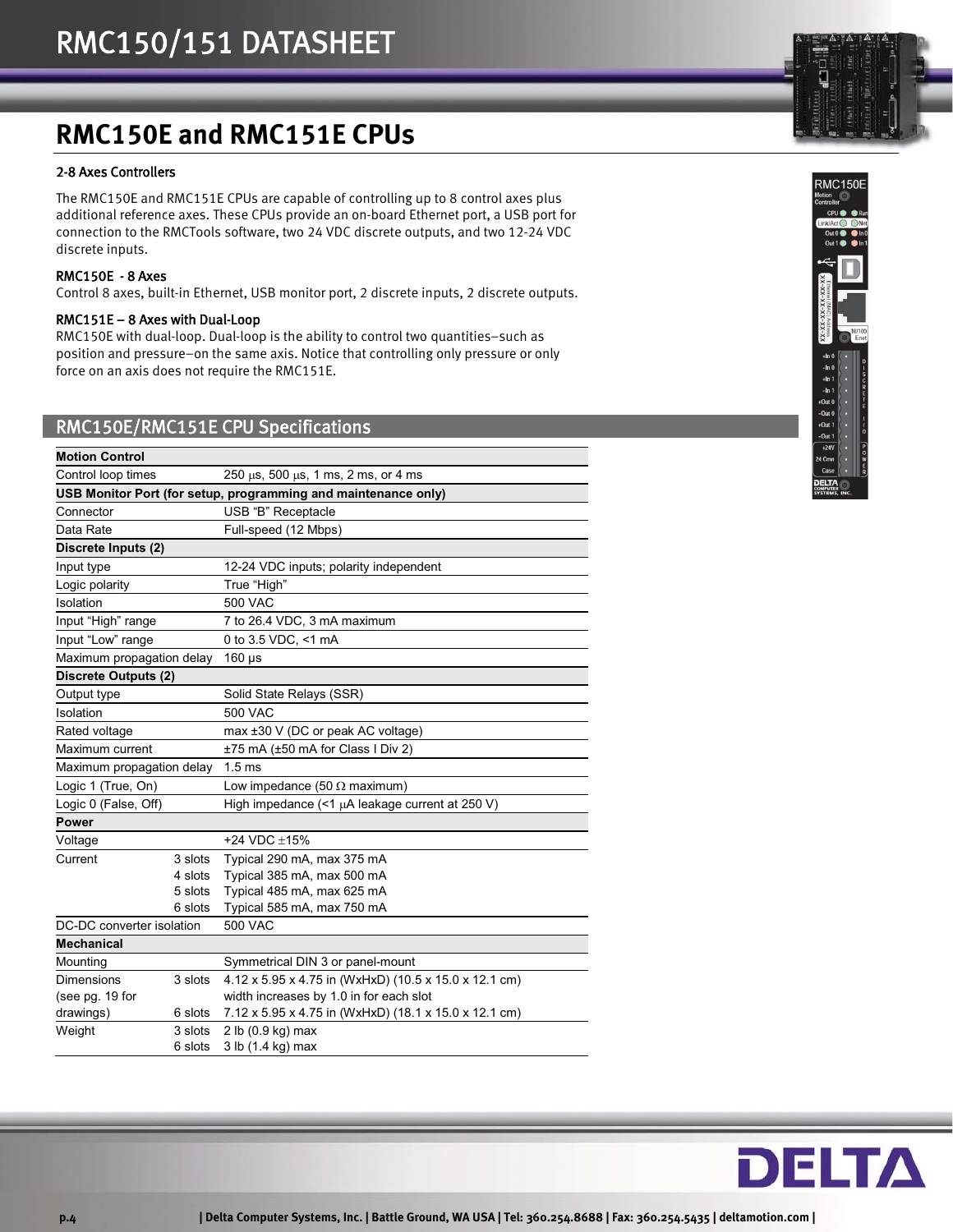# RMC150E and RMC151E CPUs

### 2-8 Axes Controllers

The RMC150E and RMC151E CPUs are capable of controlling up to 8 control axes plus additional reference axes. These CPUs provide an on-board Ethernet port, a USB port for connection to the RMCTools software, two 24 VDC discrete outputs, and two 12-24 VDC discrete inputs.

### RMC150E - 8 Axes

Control 8 axes, built-in Ethernet, USB monitor port, 2 discrete inputs, 2 discrete outputs.

### RMC151E – 8 Axes with Dual-Loop

RMC150E with dual-loop. Dual-loop is the ability to control two quantities–such as position and pressure–on the same axis. Notice that controlling only pressure or only force on an axis does not require the RMC151E.

## RMC150E/RMC151E CPU Specifications

| | | |
|---|---|---|
| **Motion Control** | | |
| Control loop times | | 250 µs, 500 µs, 1 ms, 2 ms, or 4 ms |
| **USB Monitor Port (for setup, programming and maintenance only)** | | |
| Connector | | USB “B” Receptacle |
| Data Rate | | Full-speed (12 Mbps) |
| **Discrete Inputs (2)** | | |
| Input type | | 12-24 VDC inputs; polarity independent |
| Logic polarity | | True “High” |
| Isolation | | 500 VAC |
| Input “High” range | | 7 to 26.4 VDC, 3 mA maximum |
| Input “Low” range | | 0 to 3.5 VDC, <1 mA |
| Maximum propagation delay | | 160 µs |
| **Discrete Outputs (2)** | | |
| Output type | | Solid State Relays (SSR) |
| Isolation | | 500 VAC |
| Rated voltage | | max ±30 V (DC or peak AC voltage) |
| Maximum current | | ±75 mA (±50 mA for Class I Div 2) |
| Maximum propagation delay | | 1.5 ms |
| Logic 1 (True, On) | | Low impedance (50 Ω maximum) |
| Logic 0 (False, Off) | | High impedance (<1 µA leakage current at 250 V) |
| **Power** | | |
| Voltage | | +24 VDC ±15% |
| Current | 3 slots | Typical 290 mA, max 375 mA |
| | 4 slots | Typical 385 mA, max 500 mA |
| | 5 slots | Typical 485 mA, max 625 mA |
| | 6 slots | Typical 585 mA, max 750 mA |
| DC-DC converter isolation | | 500 VAC |
| **Mechanical** | | |
| Mounting | | Symmetrical DIN 3 or panel-mount |
| Dimensions (see pg. 19 for drawings) | 3 slots | 4.12 x 5.95 x 4.75 in (WxHxD) (10.5 x 15.0 x 12.1 cm) width increases by 1.0 in for each slot |
| | 6 slots | 7.12 x 5.95 x 4.75 in (WxHxD) (18.1 x 15.0 x 12.1 cm) |
| Weight | 3 slots | 2 lb (0.9 kg) max |
| | 6 slots | 3 lb (1.4 kg) max |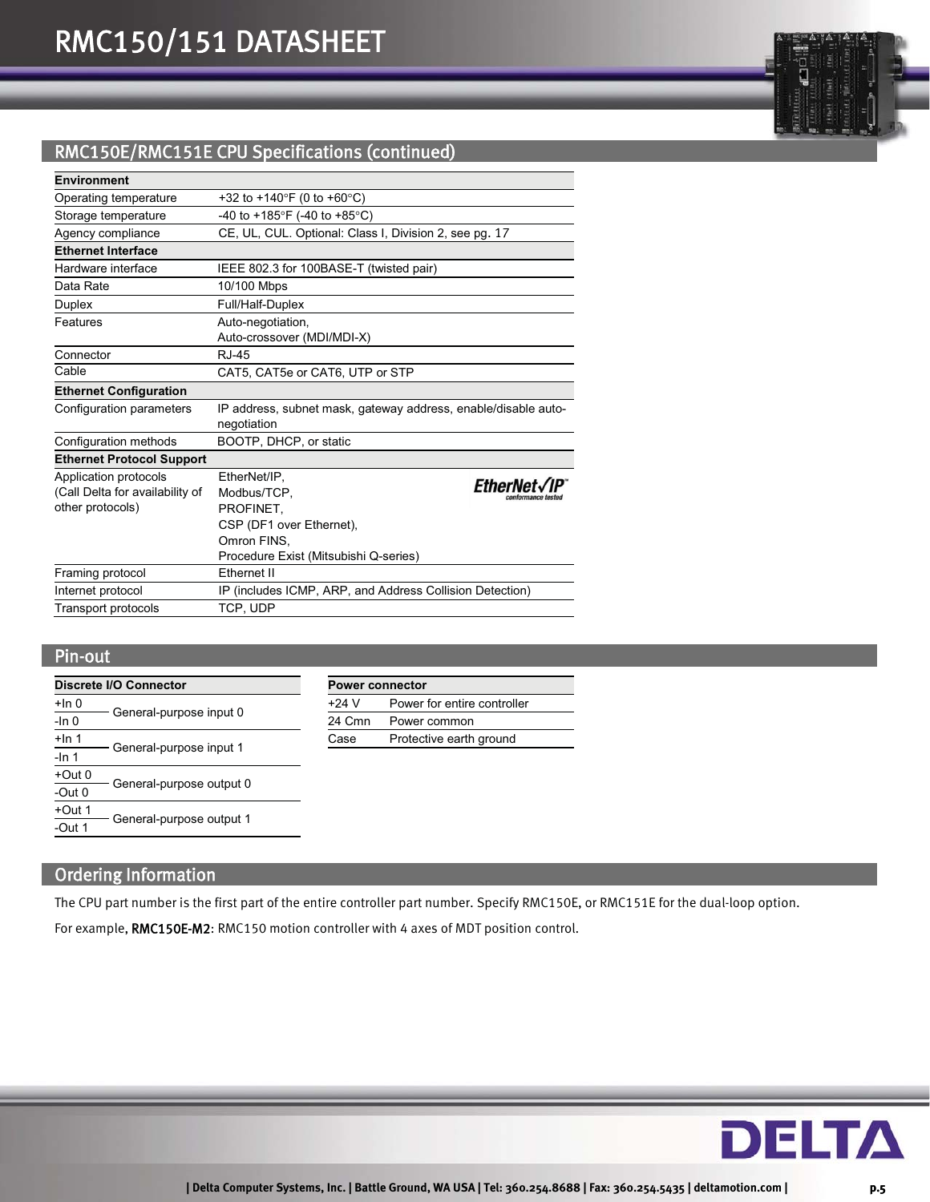## RMC150E/RMC151E CPU Specifications (continued)

| **Environment** | |
|---|---|
| Operating temperature | +32 to +140°F (0 to +60°C) |
| Storage temperature | -40 to +185°F (-40 to +85°C) |
| Agency compliance | CE, UL, CUL. Optional: Class I, Division 2, see pg. 17 |
| **Ethernet Interface** | |
| Hardware interface | IEEE 802.3 for 100BASE-T (twisted pair) |
| Data Rate | 10/100 Mbps |
| Duplex | Full/Half-Duplex |
| Features | Auto-negotiation, Auto-crossover (MDI/MDI-X) |
| Connector | RJ-45 |
| Cable | CAT5, CAT5e or CAT6, UTP or STP |
| **Ethernet Configuration** | |
| Configuration parameters | IP address, subnet mask, gateway address, enable/disable auto-negotiation |
| Configuration methods | BOOTP, DHCP, or static |
| **Ethernet Protocol Support** | |
| Application protocols (Call Delta for availability of other protocols) | EtherNet/IP, Modbus/TCP, PROFINET, CSP (DF1 over Ethernet), Omron FINS, Procedure Exist (Mitsubishi Q-series) |
| Framing protocol | Ethernet II |
| Internet protocol | IP (includes ICMP, ARP, and Address Collision Detection) |
| Transport protocols | TCP, UDP |

EtherNet/IP conformance tested

## Pin-out

| **Discrete I/O Connector** | |
|---|---|
| +In 0 | General-purpose input 0 |
| -In 0 | |
| +In 1 | General-purpose input 1 |
| -In 1 | |
| +Out 0 | General-purpose output 0 |
| -Out 0 | |
| +Out 1 | General-purpose output 1 |
| -Out 1 | |

| **Power connector** | |
|---|---|
| +24 V | Power for entire controller |
| 24 Cmn | Power common |
| Case | Protective earth ground |

## Ordering Information

The CPU part number is the first part of the entire controller part number. Specify RMC150E, or RMC151E for the dual-loop option.

For example, RMC150E-M2: RMC150 motion controller with 4 axes of MDT position control.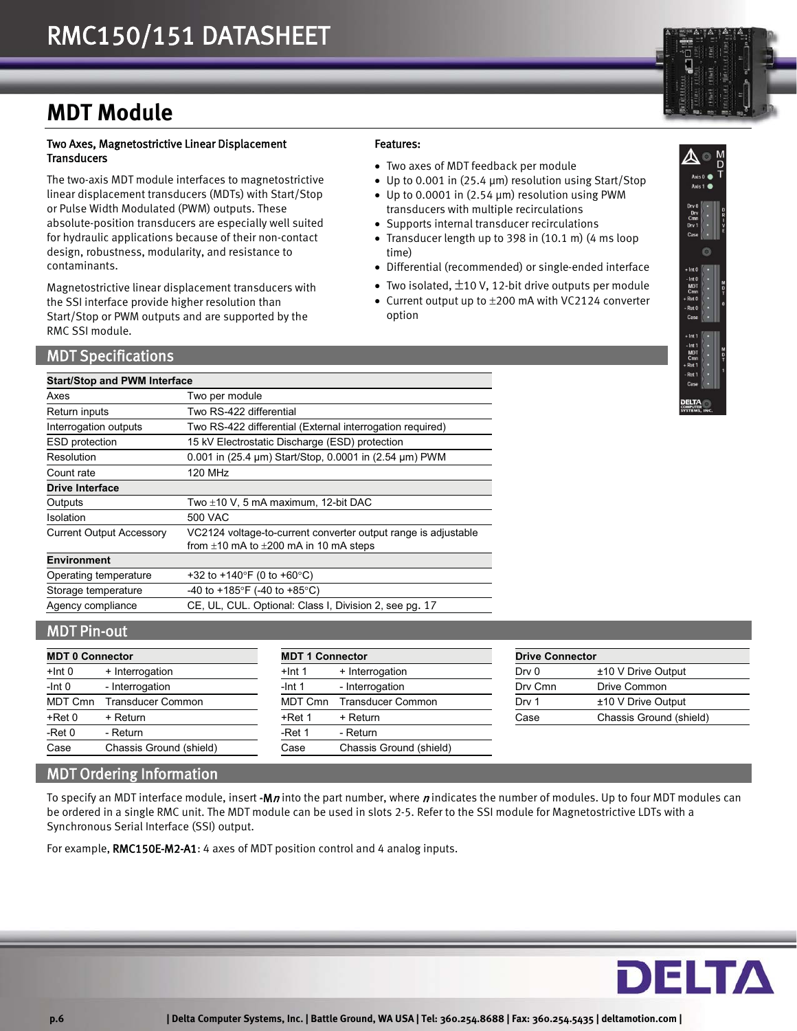# MDT Module

**Two Axes, Magnetostrictive Linear Displacement Transducers**

The two-axis MDT module interfaces to magnetostrictive linear displacement transducers (MDTs) with Start/Stop or Pulse Width Modulated (PWM) outputs. These absolute-position transducers are especially well suited for hydraulic applications because of their non-contact design, robustness, modularity, and resistance to contaminants.

Magnetostrictive linear displacement transducers with the SSI interface provide higher resolution than Start/Stop or PWM outputs and are supported by the RMC SSI module.

**Features:**

- Two axes of MDT feedback per module
- Up to 0.001 in (25.4 µm) resolution using Start/Stop
- Up to 0.0001 in (2.54 µm) resolution using PWM transducers with multiple recirculations
- Supports internal transducer recirculations
- Transducer length up to 398 in (10.1 m) (4 ms loop time)
- Differential (recommended) or single-ended interface
- Two isolated, ±10 V, 12-bit drive outputs per module
- Current output up to ±200 mA with VC2124 converter option

## MDT Specifications

| **Start/Stop and PWM Interface** | |
|---|---|
| Axes | Two per module |
| Return inputs | Two RS-422 differential |
| Interrogation outputs | Two RS-422 differential (External interrogation required) |
| ESD protection | 15 kV Electrostatic Discharge (ESD) protection |
| Resolution | 0.001 in (25.4 µm) Start/Stop, 0.0001 in (2.54 µm) PWM |
| Count rate | 120 MHz |
| **Drive Interface** | |
| Outputs | Two ±10 V, 5 mA maximum, 12-bit DAC |
| Isolation | 500 VAC |
| Current Output Accessory | VC2124 voltage-to-current converter output range is adjustable from ±10 mA to ±200 mA in 10 mA steps |
| **Environment** | |
| Operating temperature | +32 to +140°F (0 to +60°C) |
| Storage temperature | -40 to +185°F (-40 to +85°C) |
| Agency compliance | CE, UL, CUL. Optional: Class I, Division 2, see pg. 17 |

## MDT Pin-out

| **MDT 0 Connector** | |
|---|---|
| +Int 0 | + Interrogation |
| -Int 0 | - Interrogation |
| MDT Cmn | Transducer Common |
| +Ret 0 | + Return |
| -Ret 0 | - Return |
| Case | Chassis Ground (shield) |

| **MDT 1 Connector** | |
|---|---|
| +Int 1 | + Interrogation |
| -Int 1 | - Interrogation |
| MDT Cmn | Transducer Common |
| +Ret 1 | + Return |
| -Ret 1 | - Return |
| Case | Chassis Ground (shield) |

| **Drive Connector** | |
|---|---|
| Drv 0 | ±10 V Drive Output |
| Drv Cmn | Drive Common |
| Drv 1 | ±10 V Drive Output |
| Case | Chassis Ground (shield) |

## MDT Ordering Information

To specify an MDT interface module, insert -M*n* into the part number, where *n* indicates the number of modules. Up to four MDT modules can be ordered in a single RMC unit. The MDT module can be used in slots 2-5. Refer to the SSI module for Magnetostrictive LDTs with a Synchronous Serial Interface (SSI) output.

For example, RMC150E-M2-A1: 4 axes of MDT position control and 4 analog inputs.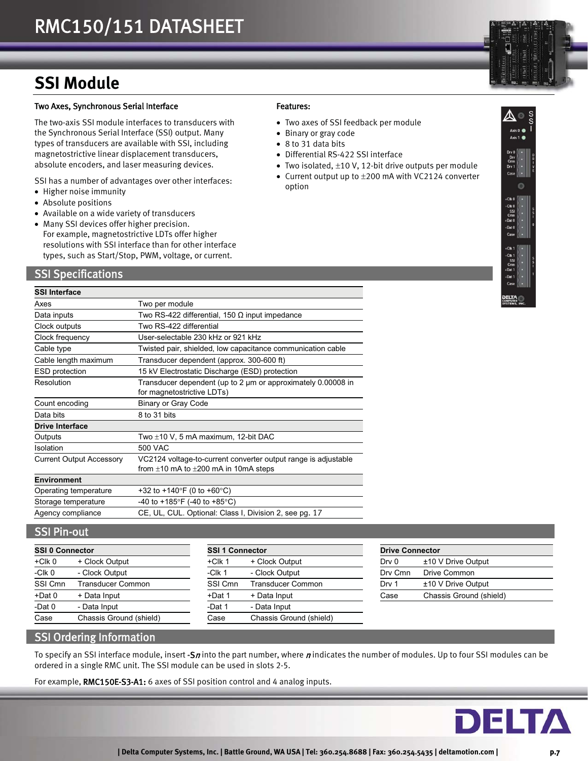# RMC150/151 DATASHEET

## SSI Module

### Two Axes, Synchronous Serial Interface

The two-axis SSI module interfaces to transducers with the Synchronous Serial Interface (SSI) output. Many types of transducers are available with SSI, including magnetostrictive linear displacement transducers, absolute encoders, and laser measuring devices.

SSI has a number of advantages over other interfaces:

- Higher noise immunity
- Absolute positions
- Available on a wide variety of transducers
- Many SSI devices offer higher precision. For example, magnetostrictive LDTs offer higher resolutions with SSI interface than for other interface types, such as Start/Stop, PWM, voltage, or current.

### Features:

- Two axes of SSI feedback per module
- Binary or gray code
- 8 to 31 data bits
- Differential RS-422 SSI interface
- Two isolated, ±10 V, 12-bit drive outputs per module
- Current output up to ±200 mA with VC2124 converter option

## SSI Specifications

| **SSI Interface** | |
|---|---|
| Axes | Two per module |
| Data inputs | Two RS-422 differential, 150 Ω input impedance |
| Clock outputs | Two RS-422 differential |
| Clock frequency | User-selectable 230 kHz or 921 kHz |
| Cable type | Twisted pair, shielded, low capacitance communication cable |
| Cable length maximum | Transducer dependent (approx. 300-600 ft) |
| ESD protection | 15 kV Electrostatic Discharge (ESD) protection |
| Resolution | Transducer dependent (up to 2 µm or approximately 0.00008 in for magnetostrictive LDTs) |
| Count encoding | Binary or Gray Code |
| Data bits | 8 to 31 bits |
| **Drive Interface** | |
| Outputs | Two ±10 V, 5 mA maximum, 12-bit DAC |
| Isolation | 500 VAC |
| Current Output Accessory | VC2124 voltage-to-current converter output range is adjustable from ±10 mA to ±200 mA in 10mA steps |
| **Environment** | |
| Operating temperature | +32 to +140°F (0 to +60°C) |
| Storage temperature | -40 to +185°F (-40 to +85°C) |
| Agency compliance | CE, UL, CUL. Optional: Class I, Division 2, see pg. 17 |

## SSI Pin-out

| **SSI 0 Connector** | |
|---|---|
| +Clk 0 | + Clock Output |
| -Clk 0 | - Clock Output |
| SSI Cmn | Transducer Common |
| +Dat 0 | + Data Input |
| -Dat 0 | - Data Input |
| Case | Chassis Ground (shield) |

| **SSI 1 Connector** | |
|---|---|
| +Clk 1 | + Clock Output |
| -Clk 1 | - Clock Output |
| SSI Cmn | Transducer Common |
| +Dat 1 | + Data Input |
| -Dat 1 | - Data Input |
| Case | Chassis Ground (shield) |

| **Drive Connector** | |
|---|---|
| Drv 0 | ±10 V Drive Output |
| Drv Cmn | Drive Common |
| Drv 1 | ±10 V Drive Output |
| Case | Chassis Ground (shield) |

## SSI Ordering Information

To specify an SSI interface module, insert -S*n* into the part number, where *n* indicates the number of modules. Up to four SSI modules can be ordered in a single RMC unit. The SSI module can be used in slots 2-5.

For example, RMC150E-S3-A1: 6 axes of SSI position control and 4 analog inputs.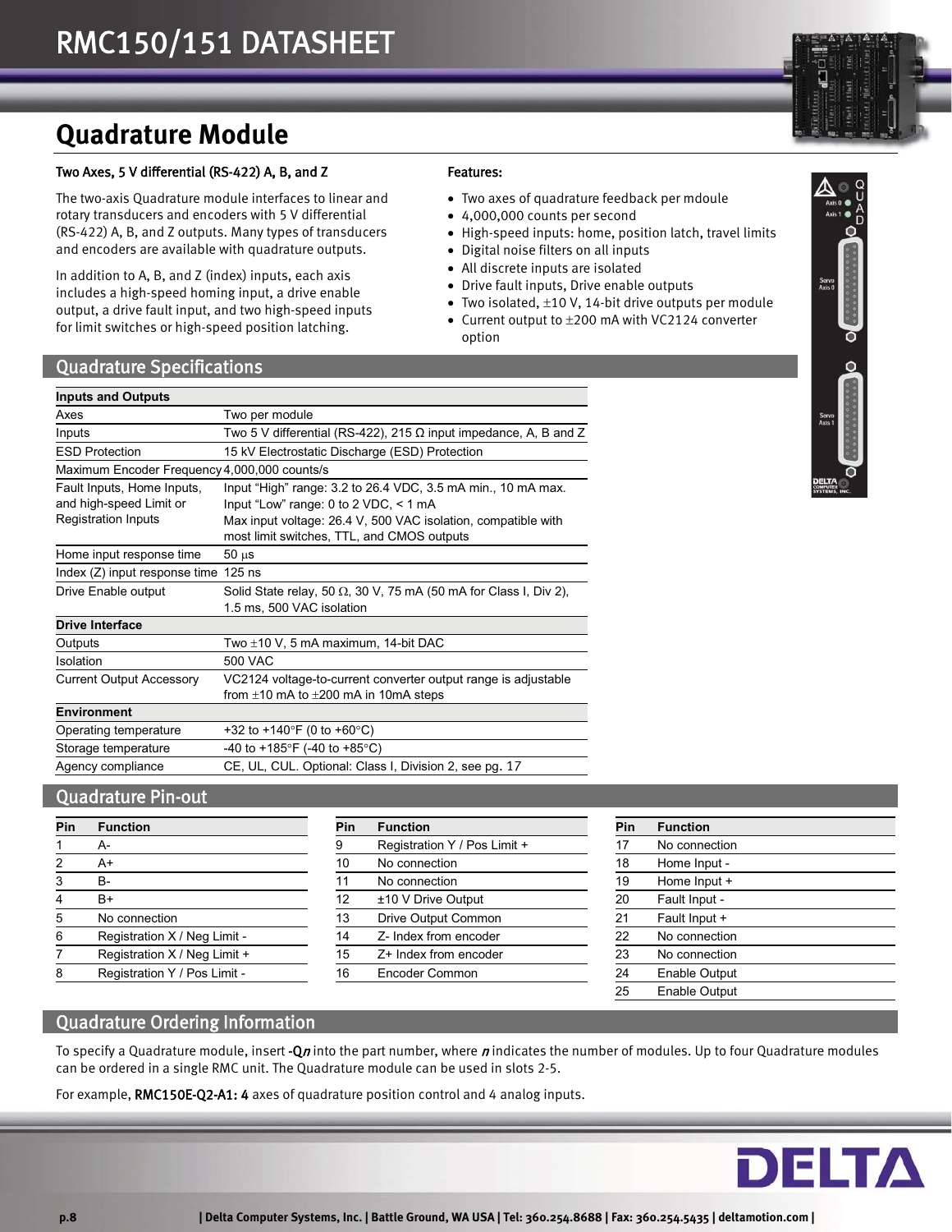# RMC150/151 DATASHEET

## Quadrature Module

### Two Axes, 5 V differential (RS-422) A, B, and Z

The two-axis Quadrature module interfaces to linear and rotary transducers and encoders with 5 V differential (RS-422) A, B, and Z outputs. Many types of transducers and encoders are available with quadrature outputs.

In addition to A, B, and Z (index) inputs, each axis includes a high-speed homing input, a drive enable output, a drive fault input, and two high-speed inputs for limit switches or high-speed position latching.

### Features:

- Two axes of quadrature feedback per mdoule
- 4,000,000 counts per second
- High-speed inputs: home, position latch, travel limits
- Digital noise filters on all inputs
- All discrete inputs are isolated
- Drive fault inputs, Drive enable outputs
- Two isolated, ±10 V, 14-bit drive outputs per module
- Current output to ±200 mA with VC2124 converter option

## Quadrature Specifications

| **Inputs and Outputs** | |
|---|---|
| Axes | Two per module |
| Inputs | Two 5 V differential (RS-422), 215 Ω input impedance, A, B and Z |
| ESD Protection | 15 kV Electrostatic Discharge (ESD) Protection |
| Maximum Encoder Frequency | 4,000,000 counts/s |
| Fault Inputs, Home Inputs, and high-speed Limit or Registration Inputs | Input "High" range: 3.2 to 26.4 VDC, 3.5 mA min., 10 mA max.<br>Input "Low" range: 0 to 2 VDC, < 1 mA<br>Max input voltage: 26.4 V, 500 VAC isolation, compatible with most limit switches, TTL, and CMOS outputs |
| Home input response time | 50 µs |
| Index (Z) input response time | 125 ns |
| Drive Enable output | Solid State relay, 50 Ω, 30 V, 75 mA (50 mA for Class I, Div 2), 1.5 ms, 500 VAC isolation |
| **Drive Interface** | |
| Outputs | Two ±10 V, 5 mA maximum, 14-bit DAC |
| Isolation | 500 VAC |
| Current Output Accessory | VC2124 voltage-to-current converter output range is adjustable from ±10 mA to ±200 mA in 10mA steps |
| **Environment** | |
| Operating temperature | +32 to +140°F (0 to +60°C) |
| Storage temperature | -40 to +185°F (-40 to +85°C) |
| Agency compliance | CE, UL, CUL. Optional: Class I, Division 2, see pg. 17 |

## Quadrature Pin-out

| Pin | Function |
|---|---|
| 1 | A- |
| 2 | A+ |
| 3 | B- |
| 4 | B+ |
| 5 | No connection |
| 6 | Registration X / Neg Limit - |
| 7 | Registration X / Neg Limit + |
| 8 | Registration Y / Pos Limit - |
| 9 | Registration Y / Pos Limit + |
| 10 | No connection |
| 11 | No connection |
| 12 | ±10 V Drive Output |
| 13 | Drive Output Common |
| 14 | Z- Index from encoder |
| 15 | Z+ Index from encoder |
| 16 | Encoder Common |
| 17 | No connection |
| 18 | Home Input - |
| 19 | Home Input + |
| 20 | Fault Input - |
| 21 | Fault Input + |
| 22 | No connection |
| 23 | No connection |
| 24 | Enable Output |
| 25 | Enable Output |

## Quadrature Ordering Information

To specify a Quadrature module, insert **-Q*n*** into the part number, where ***n*** indicates the number of modules. Up to four Quadrature modules can be ordered in a single RMC unit. The Quadrature module can be used in slots 2-5.

For example, **RMC150E-Q2-A1: 4** axes of quadrature position control and 4 analog inputs.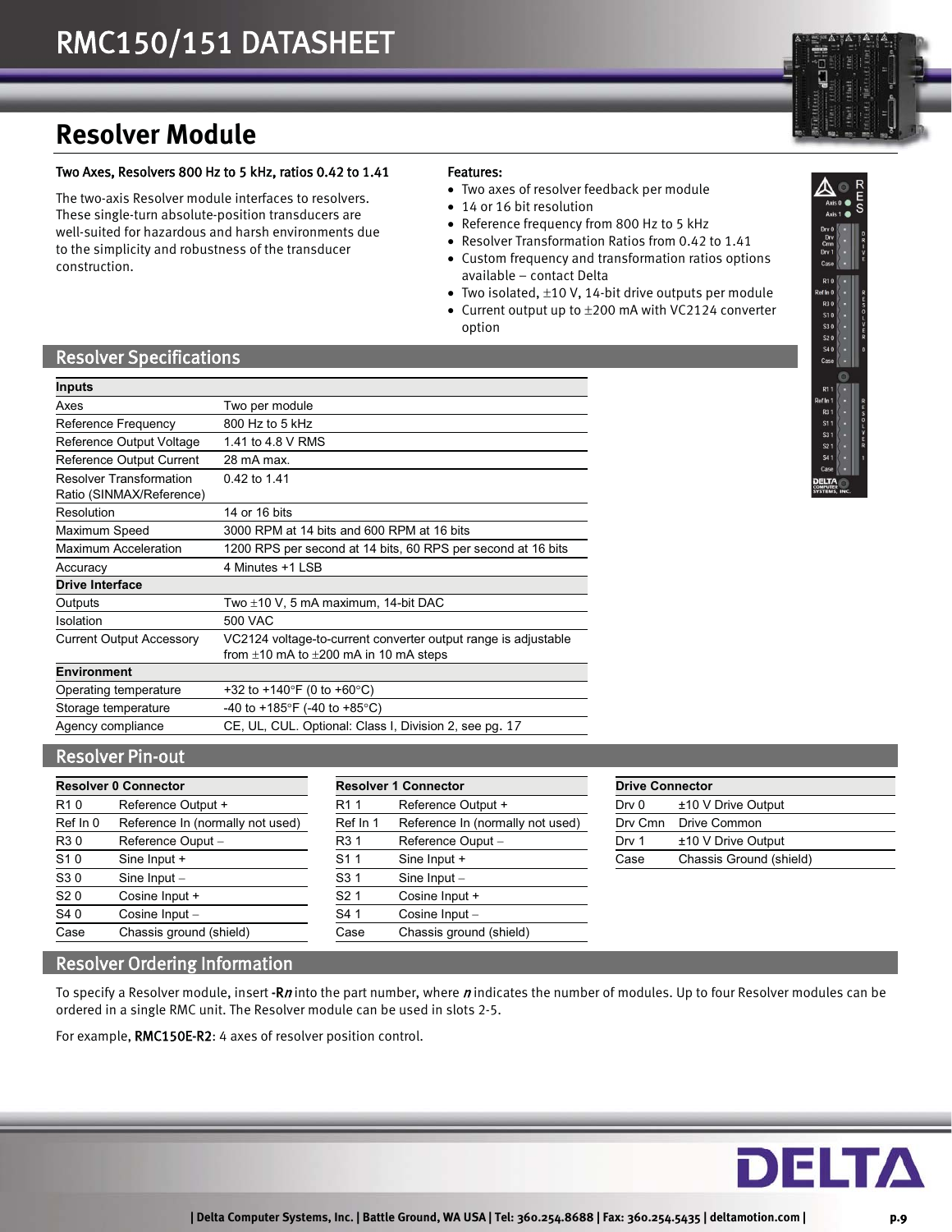# Resolver Module

**Two Axes, Resolvers 800 Hz to 5 kHz, ratios 0.42 to 1.41**

The two-axis Resolver module interfaces to resolvers. These single-turn absolute-position transducers are well-suited for hazardous and harsh environments due to the simplicity and robustness of the transducer construction.

**Features:**

- Two axes of resolver feedback per module
- 14 or 16 bit resolution
- Reference frequency from 800 Hz to 5 kHz
- Resolver Transformation Ratios from 0.42 to 1.41
- Custom frequency and transformation ratios options available – contact Delta
- Two isolated, ±10 V, 14-bit drive outputs per module
- Current output up to ±200 mA with VC2124 converter option

## Resolver Specifications

| **Inputs** | |
|---|---|
| Axes | Two per module |
| Reference Frequency | 800 Hz to 5 kHz |
| Reference Output Voltage | 1.41 to 4.8 V RMS |
| Reference Output Current | 28 mA max. |
| Resolver Transformation Ratio (SINMAX/Reference) | 0.42 to 1.41 |
| Resolution | 14 or 16 bits |
| Maximum Speed | 3000 RPM at 14 bits and 600 RPM at 16 bits |
| Maximum Acceleration | 1200 RPS per second at 14 bits, 60 RPS per second at 16 bits |
| Accuracy | 4 Minutes +1 LSB |
| **Drive Interface** | |
| Outputs | Two ±10 V, 5 mA maximum, 14-bit DAC |
| Isolation | 500 VAC |
| Current Output Accessory | VC2124 voltage-to-current converter output range is adjustable from ±10 mA to ±200 mA in 10 mA steps |
| **Environment** | |
| Operating temperature | +32 to +140°F (0 to +60°C) |
| Storage temperature | -40 to +185°F (-40 to +85°C) |
| Agency compliance | CE, UL, CUL. Optional: Class I, Division 2, see pg. 17 |

## Resolver Pin-out

| **Resolver 0 Connector** | |
|---|---|
| R1 0 | Reference Output + |
| Ref In 0 | Reference In (normally not used) |
| R3 0 | Reference Ouput – |
| S1 0 | Sine Input + |
| S3 0 | Sine Input – |
| S2 0 | Cosine Input + |
| S4 0 | Cosine Input – |
| Case | Chassis ground (shield) |

| **Resolver 1 Connector** | |
|---|---|
| R1 1 | Reference Output + |
| Ref In 1 | Reference In (normally not used) |
| R3 1 | Reference Ouput – |
| S1 1 | Sine Input + |
| S3 1 | Sine Input – |
| S2 1 | Cosine Input + |
| S4 1 | Cosine Input – |
| Case | Chassis ground (shield) |

| **Drive Connector** | |
|---|---|
| Drv 0 | ±10 V Drive Output |
| Drv Cmn | Drive Common |
| Drv 1 | ±10 V Drive Output |
| Case | Chassis Ground (shield) |

## Resolver Ordering Information

To specify a Resolver module, insert -R*n* into the part number, where *n* indicates the number of modules. Up to four Resolver modules can be ordered in a single RMC unit. The Resolver module can be used in slots 2-5.

For example, RMC150E-R2: 4 axes of resolver position control.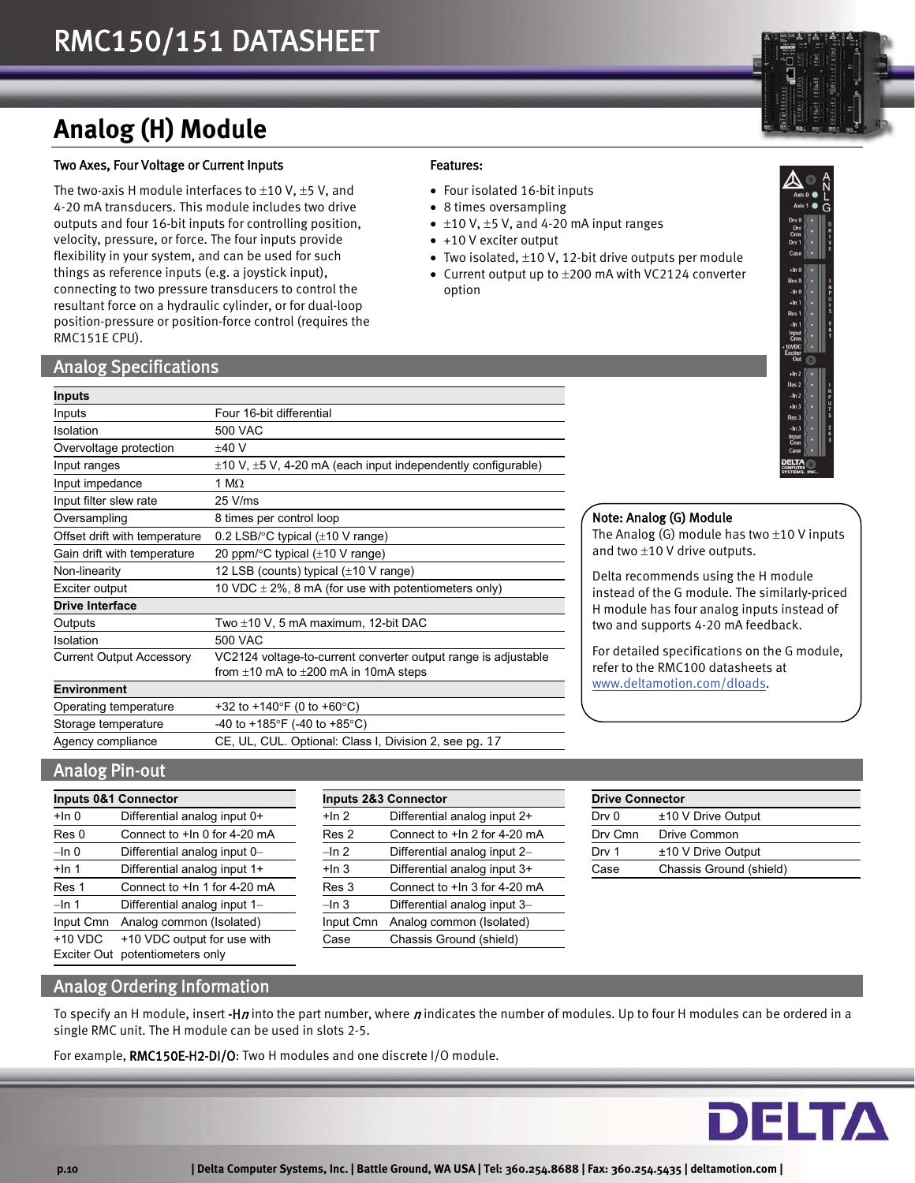# RMC150/151 DATASHEET

## Analog (H) Module

### Two Axes, Four Voltage or Current Inputs

The two-axis H module interfaces to ±10 V, ±5 V, and 4-20 mA transducers. This module includes two drive outputs and four 16-bit inputs for controlling position, velocity, pressure, or force. The four inputs provide flexibility in your system, and can be used for such things as reference inputs (e.g. a joystick input), connecting to two pressure transducers to control the resultant force on a hydraulic cylinder, or for dual-loop position-pressure or position-force control (requires the RMC151E CPU).

### Features:

- Four isolated 16-bit inputs
- 8 times oversampling
- ±10 V, ±5 V, and 4-20 mA input ranges
- +10 V exciter output
- Two isolated, ±10 V, 12-bit drive outputs per module
- Current output up to ±200 mA with VC2124 converter option

## Analog Specifications

| **Inputs** | |
|---|---|
| Inputs | Four 16-bit differential |
| Isolation | 500 VAC |
| Overvoltage protection | ±40 V |
| Input ranges | ±10 V, ±5 V, 4-20 mA (each input independently configurable) |
| Input impedance | 1 MΩ |
| Input filter slew rate | 25 V/ms |
| Oversampling | 8 times per control loop |
| Offset drift with temperature | 0.2 LSB/°C typical (±10 V range) |
| Gain drift with temperature | 20 ppm/°C typical (±10 V range) |
| Non-linearity | 12 LSB (counts) typical (±10 V range) |
| Exciter output | 10 VDC ± 2%, 8 mA (for use with potentiometers only) |
| **Drive Interface** | |
| Outputs | Two ±10 V, 5 mA maximum, 12-bit DAC |
| Isolation | 500 VAC |
| Current Output Accessory | VC2124 voltage-to-current converter output range is adjustable from ±10 mA to ±200 mA in 10mA steps |
| **Environment** | |
| Operating temperature | +32 to +140°F (0 to +60°C) |
| Storage temperature | -40 to +185°F (-40 to +85°C) |
| Agency compliance | CE, UL, CUL. Optional: Class I, Division 2, see pg. 17 |

> **Note: Analog (G) Module**
>
> The Analog (G) module has two ±10 V inputs and two ±10 V drive outputs.
>
> Delta recommends using the H module instead of the G module. The similarly-priced H module has four analog inputs instead of two and supports 4-20 mA feedback.
>
> For detailed specifications on the G module, refer to the RMC100 datasheets at www.deltamotion.com/dloads.

## Analog Pin-out

| **Inputs 0&1 Connector** | |
|---|---|
| +In 0 | Differential analog input 0+ |
| Res 0 | Connect to +In 0 for 4-20 mA |
| –In 0 | Differential analog input 0– |
| +In 1 | Differential analog input 1+ |
| Res 1 | Connect to +In 1 for 4-20 mA |
| –In 1 | Differential analog input 1– |
| Input Cmn | Analog common (Isolated) |
| +10 VDC Exciter Out | +10 VDC output for use with potentiometers only |

| **Inputs 2&3 Connector** | |
|---|---|
| +In 2 | Differential analog input 2+ |
| Res 2 | Connect to +In 2 for 4-20 mA |
| –In 2 | Differential analog input 2– |
| +In 3 | Differential analog input 3+ |
| Res 3 | Connect to +In 3 for 4-20 mA |
| –In 3 | Differential analog input 3– |
| Input Cmn | Analog common (Isolated) |
| Case | Chassis Ground (shield) |

| **Drive Connector** | |
|---|---|
| Drv 0 | ±10 V Drive Output |
| Drv Cmn | Drive Common |
| Drv 1 | ±10 V Drive Output |
| Case | Chassis Ground (shield) |

## Analog Ordering Information

To specify an H module, insert -H*n* into the part number, where *n* indicates the number of modules. Up to four H modules can be ordered in a single RMC unit. The H module can be used in slots 2-5.

For example, RMC150E-H2-DI/O: Two H modules and one discrete I/O module.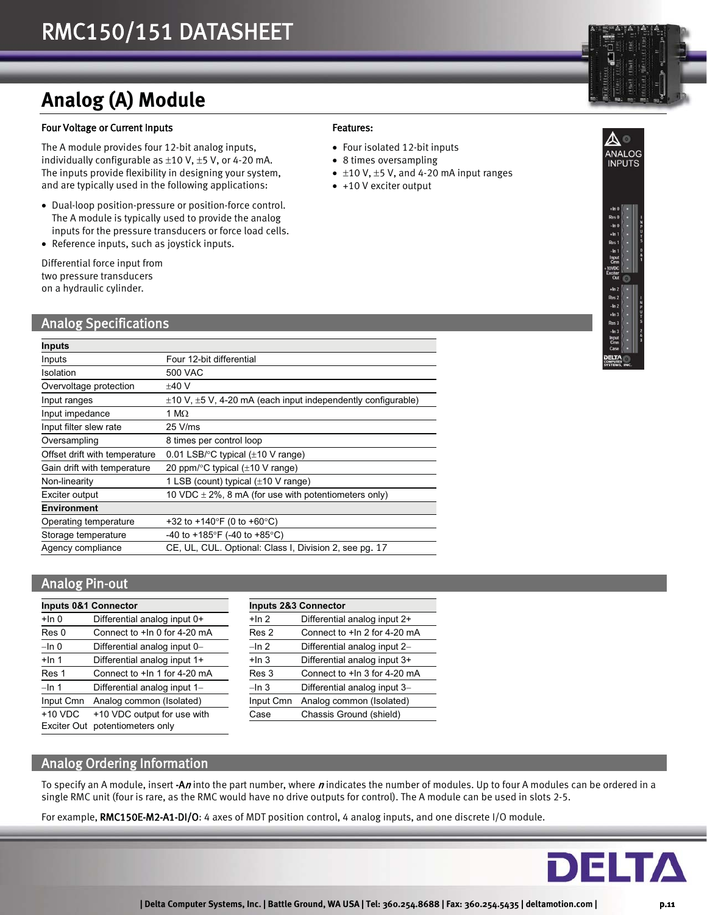# Analog (A) Module

### Four Voltage or Current Inputs

The A module provides four 12-bit analog inputs, individually configurable as ±10 V, ±5 V, or 4-20 mA. The inputs provide flexibility in designing your system, and are typically used in the following applications:

- Dual-loop position-pressure or position-force control. The A module is typically used to provide the analog inputs for the pressure transducers or force load cells.
- Reference inputs, such as joystick inputs.

Differential force input from two pressure transducers on a hydraulic cylinder.

### Features:

- Four isolated 12-bit inputs
- 8 times oversampling
- ±10 V, ±5 V, and 4-20 mA input ranges
- +10 V exciter output

## Analog Specifications

| **Inputs** | |
|---|---|
| Inputs | Four 12-bit differential |
| Isolation | 500 VAC |
| Overvoltage protection | ±40 V |
| Input ranges | ±10 V, ±5 V, 4-20 mA (each input independently configurable) |
| Input impedance | 1 MΩ |
| Input filter slew rate | 25 V/ms |
| Oversampling | 8 times per control loop |
| Offset drift with temperature | 0.01 LSB/°C typical (±10 V range) |
| Gain drift with temperature | 20 ppm/°C typical (±10 V range) |
| Non-linearity | 1 LSB (count) typical (±10 V range) |
| Exciter output | 10 VDC ± 2%, 8 mA (for use with potentiometers only) |
| **Environment** | |
| Operating temperature | +32 to +140°F (0 to +60°C) |
| Storage temperature | -40 to +185°F (-40 to +85°C) |
| Agency compliance | CE, UL, CUL. Optional: Class I, Division 2, see pg. 17 |

## Analog Pin-out

| **Inputs 0&1 Connector** | |
|---|---|
| +In 0 | Differential analog input 0+ |
| Res 0 | Connect to +In 0 for 4-20 mA |
| –In 0 | Differential analog input 0– |
| +In 1 | Differential analog input 1+ |
| Res 1 | Connect to +In 1 for 4-20 mA |
| –In 1 | Differential analog input 1– |
| Input Cmn | Analog common (Isolated) |
| +10 VDC Exciter Out | +10 VDC output for use with potentiometers only |

| **Inputs 2&3 Connector** | |
|---|---|
| +In 2 | Differential analog input 2+ |
| Res 2 | Connect to +In 2 for 4-20 mA |
| –In 2 | Differential analog input 2– |
| +In 3 | Differential analog input 3+ |
| Res 3 | Connect to +In 3 for 4-20 mA |
| –In 3 | Differential analog input 3– |
| Input Cmn | Analog common (Isolated) |
| Case | Chassis Ground (shield) |

## Analog Ordering Information

To specify an A module, insert -A*n* into the part number, where *n* indicates the number of modules. Up to four A modules can be ordered in a single RMC unit (four is rare, as the RMC would have no drive outputs for control). The A module can be used in slots 2-5.

For example, RMC150E-M2-A1-DI/O: 4 axes of MDT position control, 4 analog inputs, and one discrete I/O module.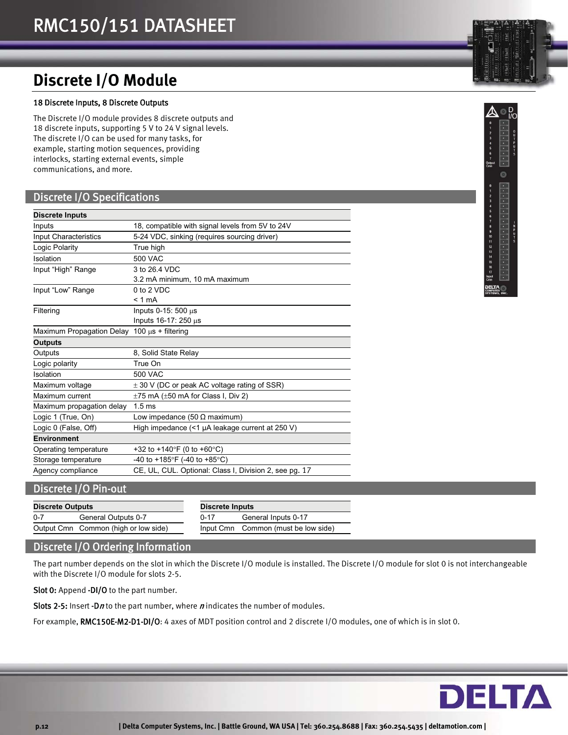# Discrete I/O Module

### 18 Discrete Inputs, 8 Discrete Outputs

The Discrete I/O module provides 8 discrete outputs and 18 discrete inputs, supporting 5 V to 24 V signal levels. The discrete I/O can be used for many tasks, for example, starting motion sequences, providing interlocks, starting external events, simple communications, and more.

## Discrete I/O Specifications

| **Discrete Inputs** | |
|---|---|
| Inputs | 18, compatible with signal levels from 5V to 24V |
| Input Characteristics | 5-24 VDC, sinking (requires sourcing driver) |
| Logic Polarity | True high |
| Isolation | 500 VAC |
| Input "High" Range | 3 to 26.4 VDC<br>3.2 mA minimum, 10 mA maximum |
| Input "Low" Range | 0 to 2 VDC<br>< 1 mA |
| Filtering | Inputs 0-15: 500 µs<br>Inputs 16-17: 250 µs |
| Maximum Propagation Delay | 100 µs + filtering |
| **Outputs** | |
| Outputs | 8, Solid State Relay |
| Logic polarity | True On |
| Isolation | 500 VAC |
| Maximum voltage | ± 30 V (DC or peak AC voltage rating of SSR) |
| Maximum current | ±75 mA (±50 mA for Class I, Div 2) |
| Maximum propagation delay | 1.5 ms |
| Logic 1 (True, On) | Low impedance (50 Ω maximum) |
| Logic 0 (False, Off) | High impedance (<1 µA leakage current at 250 V) |
| **Environment** | |
| Operating temperature | +32 to +140°F (0 to +60°C) |
| Storage temperature | -40 to +185°F (-40 to +85°C) |
| Agency compliance | CE, UL, CUL. Optional: Class I, Division 2, see pg. 17 |

## Discrete I/O Pin-out

| **Discrete Outputs** | |
|---|---|
| 0-7 | General Outputs 0-7 |
| Output Cmn | Common (high or low side) |

| **Discrete Inputs** | |
|---|---|
| 0-17 | General Inputs 0-17 |
| Input Cmn | Common (must be low side) |

## Discrete I/O Ordering Information

The part number depends on the slot in which the Discrete I/O module is installed. The Discrete I/O module for slot 0 is not interchangeable with the Discrete I/O module for slots 2-5.

**Slot 0:** Append **-DI/O** to the part number.

**Slots 2-5:** Insert **-D*n*** to the part number, where ***n*** indicates the number of modules.

For example, **RMC150E-M2-D1-DI/O**: 4 axes of MDT position control and 2 discrete I/O modules, one of which is in slot 0.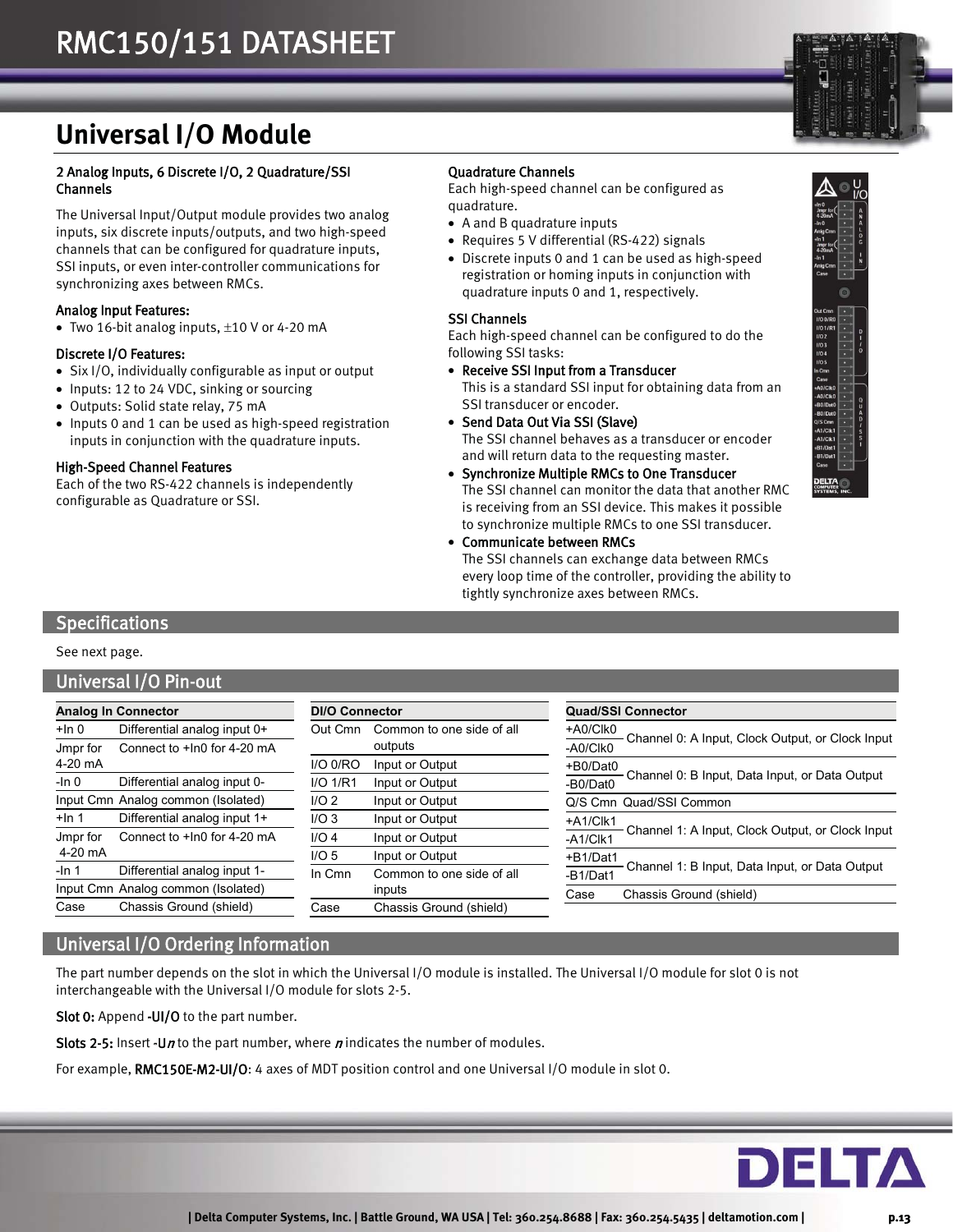# RMC150/151 DATASHEET

## Universal I/O Module

### 2 Analog Inputs, 6 Discrete I/O, 2 Quadrature/SSI Channels

The Universal Input/Output module provides two analog inputs, six discrete inputs/outputs, and two high-speed channels that can be configured for quadrature inputs, SSI inputs, or even inter-controller communications for synchronizing axes between RMCs.

#### Analog Input Features:

- Two 16-bit analog inputs, ±10 V or 4-20 mA

#### Discrete I/O Features:

- Six I/O, individually configurable as input or output
- Inputs: 12 to 24 VDC, sinking or sourcing
- Outputs: Solid state relay, 75 mA
- Inputs 0 and 1 can be used as high-speed registration inputs in conjunction with the quadrature inputs.

#### High-Speed Channel Features

Each of the two RS-422 channels is independently configurable as Quadrature or SSI.

#### Quadrature Channels

Each high-speed channel can be configured as quadrature.

- A and B quadrature inputs
- Requires 5 V differential (RS-422) signals
- Discrete inputs 0 and 1 can be used as high-speed registration or homing inputs in conjunction with quadrature inputs 0 and 1, respectively.

#### SSI Channels

Each high-speed channel can be configured to do the following SSI tasks:

- **Receive SSI Input from a Transducer**
  This is a standard SSI input for obtaining data from an SSI transducer or encoder.
- **Send Data Out Via SSI (Slave)**
  The SSI channel behaves as a transducer or encoder and will return data to the requesting master.
- **Synchronize Multiple RMCs to One Transducer**
  The SSI channel can monitor the data that another RMC is receiving from an SSI device. This makes it possible to synchronize multiple RMCs to one SSI transducer.
- **Communicate between RMCs**
  The SSI channels can exchange data between RMCs every loop time of the controller, providing the ability to tightly synchronize axes between RMCs.

## Specifications

See next page.

## Universal I/O Pin-out

| Analog In Connector | |
|---|---|
| +In 0 | Differential analog input 0+ |
| Jmpr for 4-20 mA | Connect to +In0 for 4-20 mA |
| -In 0 | Differential analog input 0- |
| Input Cmn | Analog common (Isolated) |
| +In 1 | Differential analog input 1+ |
| Jmpr for 4-20 mA | Connect to +In0 for 4-20 mA |
| -In 1 | Differential analog input 1- |
| Input Cmn | Analog common (Isolated) |
| Case | Chassis Ground (shield) |

| DI/O Connector | |
|---|---|
| Out Cmn | Common to one side of all outputs |
| I/O 0/RO | Input or Output |
| I/O 1/R1 | Input or Output |
| I/O 2 | Input or Output |
| I/O 3 | Input or Output |
| I/O 4 | Input or Output |
| I/O 5 | Input or Output |
| In Cmn | Common to one side of all inputs |
| Case | Chassis Ground (shield) |

| Quad/SSI Connector | |
|---|---|
| +A0/Clk0, -A0/Clk0 | Channel 0: A Input, Clock Output, or Clock Input |
| +B0/Dat0, -B0/Dat0 | Channel 0: B Input, Data Input, or Data Output |
| Q/S Cmn | Quad/SSI Common |
| +A1/Clk1, -A1/Clk1 | Channel 1: A Input, Clock Output, or Clock Input |
| +B1/Dat1, -B1/Dat1 | Channel 1: B Input, Data Input, or Data Output |
| Case | Chassis Ground (shield) |

## Universal I/O Ordering Information

The part number depends on the slot in which the Universal I/O module is installed. The Universal I/O module for slot 0 is not interchangeable with the Universal I/O module for slots 2-5.

**Slot 0:** Append **-UI/O** to the part number.

**Slots 2-5:** Insert **-U*n*** to the part number, where ***n*** indicates the number of modules.

For example, **RMC150E-M2-UI/O**: 4 axes of MDT position control and one Universal I/O module in slot 0.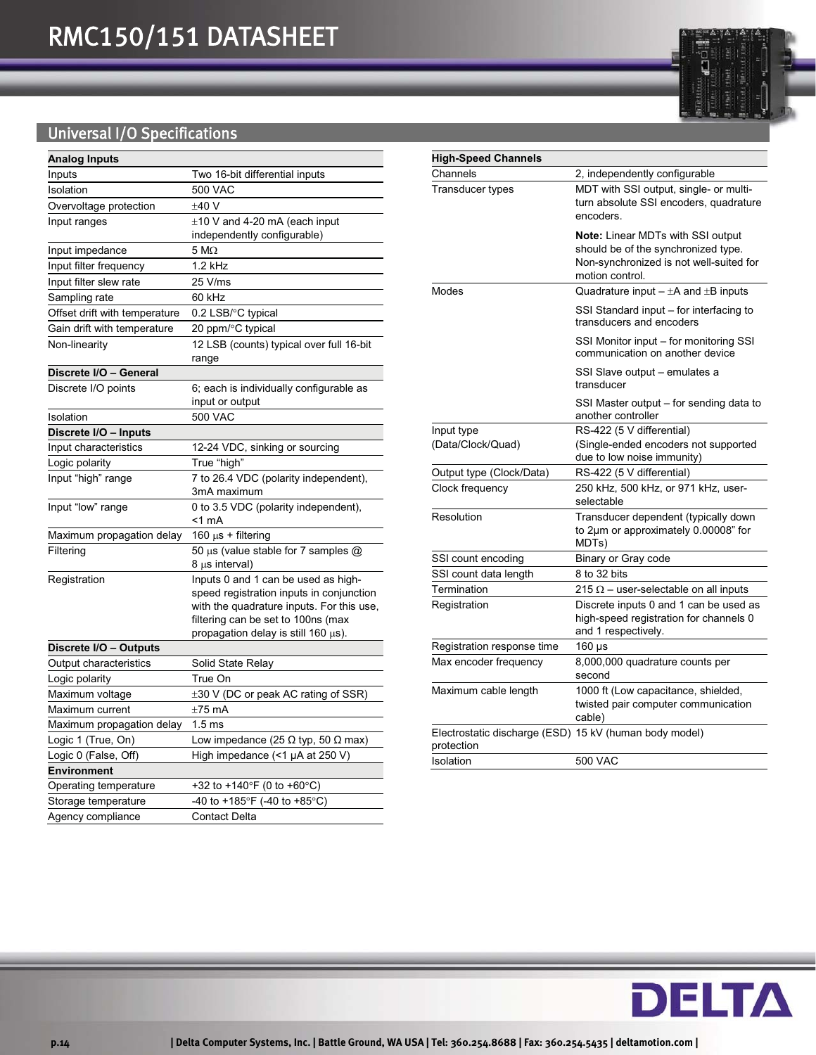## Universal I/O Specifications

| Analog Inputs | |
|---|---|
| Inputs | Two 16-bit differential inputs |
| Isolation | 500 VAC |
| Overvoltage protection | ±40 V |
| Input ranges | ±10 V and 4-20 mA (each input independently configurable) |
| Input impedance | 5 MΩ |
| Input filter frequency | 1.2 kHz |
| Input filter slew rate | 25 V/ms |
| Sampling rate | 60 kHz |
| Offset drift with temperature | 0.2 LSB/°C typical |
| Gain drift with temperature | 20 ppm/°C typical |
| Non-linearity | 12 LSB (counts) typical over full 16-bit range |
| **Discrete I/O – General** | |
| Discrete I/O points | 6; each is individually configurable as input or output |
| Isolation | 500 VAC |
| **Discrete I/O – Inputs** | |
| Input characteristics | 12-24 VDC, sinking or sourcing |
| Logic polarity | True "high" |
| Input "high" range | 7 to 26.4 VDC (polarity independent), 3mA maximum |
| Input "low" range | 0 to 3.5 VDC (polarity independent), <1 mA |
| Maximum propagation delay | 160 µs + filtering |
| Filtering | 50 µs (value stable for 7 samples @ 8 µs interval) |
| Registration | Inputs 0 and 1 can be used as high-speed registration inputs in conjunction with the quadrature inputs. For this use, filtering can be set to 100ns (max propagation delay is still 160 µs). |
| **Discrete I/O – Outputs** | |
| Output characteristics | Solid State Relay |
| Logic polarity | True On |
| Maximum voltage | ±30 V (DC or peak AC rating of SSR) |
| Maximum current | ±75 mA |
| Maximum propagation delay | 1.5 ms |
| Logic 1 (True, On) | Low impedance (25 Ω typ, 50 Ω max) |
| Logic 0 (False, Off) | High impedance (<1 µA at 250 V) |
| **Environment** | |
| Operating temperature | +32 to +140°F (0 to +60°C) |
| Storage temperature | -40 to +185°F (-40 to +85°C) |
| Agency compliance | Contact Delta |

| High-Speed Channels | |
|---|---|
| Channels | 2, independently configurable |
| Transducer types | MDT with SSI output, single- or multi-turn absolute SSI encoders, quadrature encoders.<br><br>**Note:** Linear MDTs with SSI output should be of the synchronized type. Non-synchronized is not well-suited for motion control. |
| Modes | Quadrature input – ±A and ±B inputs<br><br>SSI Standard input – for interfacing to transducers and encoders<br><br>SSI Monitor input – for monitoring SSI communication on another device<br><br>SSI Slave output – emulates a transducer<br><br>SSI Master output – for sending data to another controller |
| Input type (Data/Clock/Quad) | RS-422 (5 V differential) (Single-ended encoders not supported due to low noise immunity) |
| Output type (Clock/Data) | RS-422 (5 V differential) |
| Clock frequency | 250 kHz, 500 kHz, or 971 kHz, user-selectable |
| Resolution | Transducer dependent (typically down to 2µm or approximately 0.00008" for MDTs) |
| SSI count encoding | Binary or Gray code |
| SSI count data length | 8 to 32 bits |
| Termination | 215 Ω – user-selectable on all inputs |
| Registration | Discrete inputs 0 and 1 can be used as high-speed registration for channels 0 and 1 respectively. |
| Registration response time | 160 µs |
| Max encoder frequency | 8,000,000 quadrature counts per second |
| Maximum cable length | 1000 ft (Low capacitance, shielded, twisted pair computer communication cable) |
| Electrostatic discharge (ESD) protection | 15 kV (human body model) |
| Isolation | 500 VAC |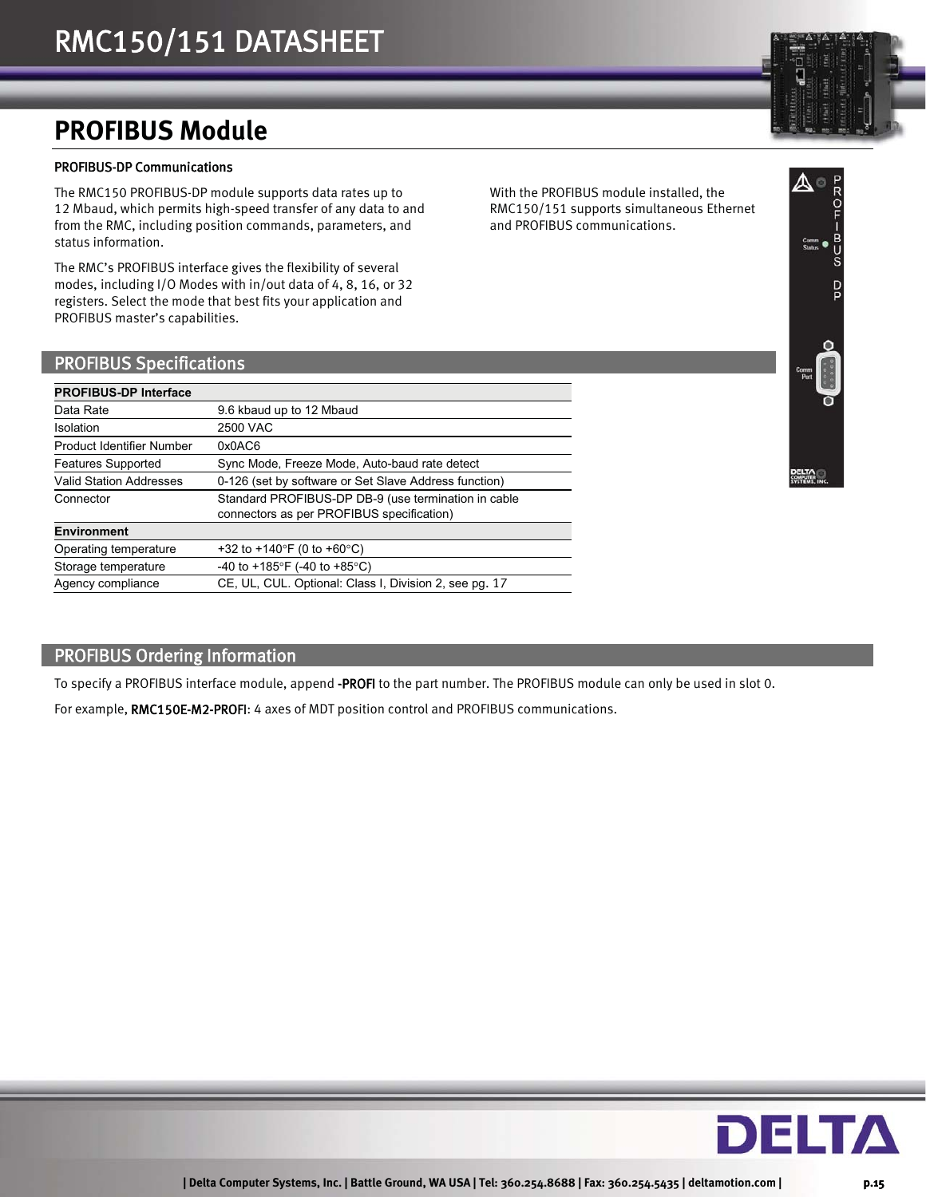# PROFIBUS Module

### PROFIBUS-DP Communications

The RMC150 PROFIBUS-DP module supports data rates up to 12 Mbaud, which permits high-speed transfer of any data to and from the RMC, including position commands, parameters, and status information.

The RMC's PROFIBUS interface gives the flexibility of several modes, including I/O Modes with in/out data of 4, 8, 16, or 32 registers. Select the mode that best fits your application and PROFIBUS master's capabilities.

With the PROFIBUS module installed, the RMC150/151 supports simultaneous Ethernet and PROFIBUS communications.

## PROFIBUS Specifications

| **PROFIBUS-DP Interface** | |
|---|---|
| Data Rate | 9.6 kbaud up to 12 Mbaud |
| Isolation | 2500 VAC |
| Product Identifier Number | 0x0AC6 |
| Features Supported | Sync Mode, Freeze Mode, Auto-baud rate detect |
| Valid Station Addresses | 0-126 (set by software or Set Slave Address function) |
| Connector | Standard PROFIBUS-DP DB-9 (use termination in cable connectors as per PROFIBUS specification) |
| **Environment** | |
| Operating temperature | +32 to +140°F (0 to +60°C) |
| Storage temperature | -40 to +185°F (-40 to +85°C) |
| Agency compliance | CE, UL, CUL. Optional: Class I, Division 2, see pg. 17 |

## PROFIBUS Ordering Information

To specify a PROFIBUS interface module, append **-PROFI** to the part number. The PROFIBUS module can only be used in slot 0.

For example, **RMC150E-M2-PROFI**: 4 axes of MDT position control and PROFIBUS communications.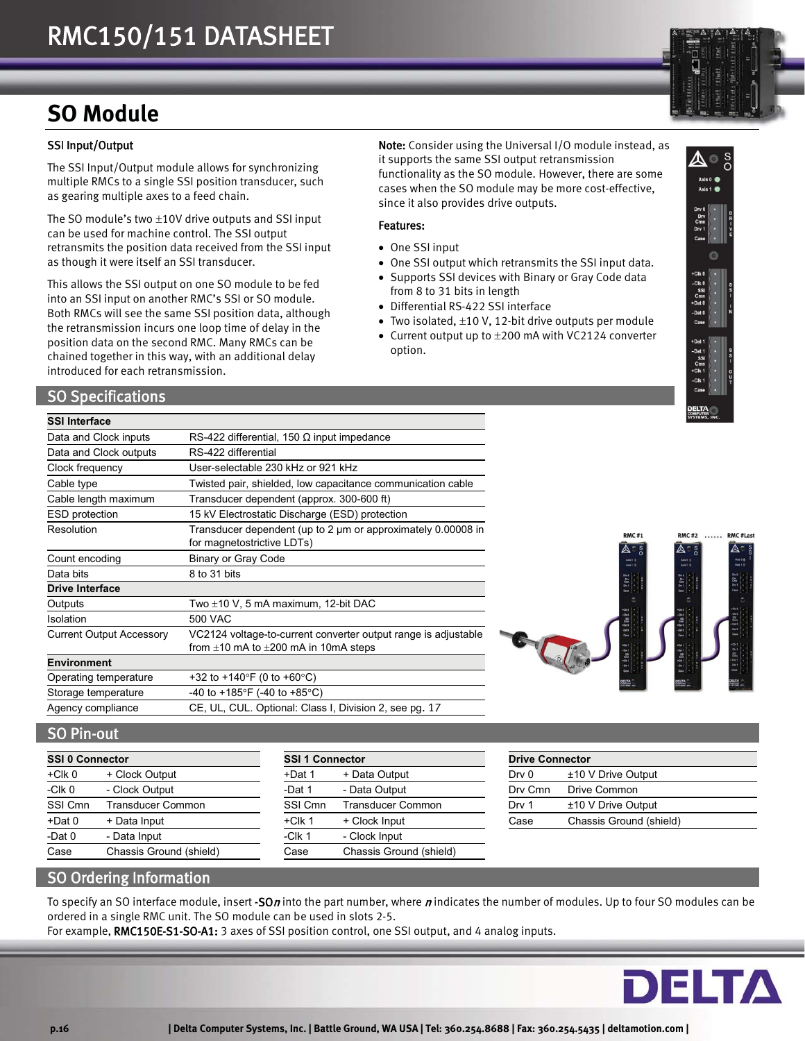# RMC150/151 DATASHEET

## SO Module

### SSI Input/Output

The SSI Input/Output module allows for synchronizing multiple RMCs to a single SSI position transducer, such as gearing multiple axes to a feed chain.

The SO module's two ±10V drive outputs and SSI input can be used for machine control. The SSI output retransmits the position data received from the SSI input as though it were itself an SSI transducer.

This allows the SSI output on one SO module to be fed into an SSI input on another RMC's SSI or SO module. Both RMCs will see the same SSI position data, although the retransmission incurs one loop time of delay in the position data on the second RMC. Many RMCs can be chained together in this way, with an additional delay introduced for each retransmission.

**Note:** Consider using the Universal I/O module instead, as it supports the same SSI output retransmission functionality as the SO module. However, there are some cases when the SO module may be more cost-effective, since it also provides drive outputs.

### Features:

- One SSI input
- One SSI output which retransmits the SSI input data.
- Supports SSI devices with Binary or Gray Code data from 8 to 31 bits in length
- Differential RS-422 SSI interface
- Two isolated, ±10 V, 12-bit drive outputs per module
- Current output up to ±200 mA with VC2124 converter option.

## SO Specifications

| **SSI Interface** | |
|---|---|
| Data and Clock inputs | RS-422 differential, 150 Ω input impedance |
| Data and Clock outputs | RS-422 differential |
| Clock frequency | User-selectable 230 kHz or 921 kHz |
| Cable type | Twisted pair, shielded, low capacitance communication cable |
| Cable length maximum | Transducer dependent (approx. 300-600 ft) |
| ESD protection | 15 kV Electrostatic Discharge (ESD) protection |
| Resolution | Transducer dependent (up to 2 µm or approximately 0.00008 in for magnetostrictive LDTs) |
| Count encoding | Binary or Gray Code |
| Data bits | 8 to 31 bits |
| **Drive Interface** | |
| Outputs | Two ±10 V, 5 mA maximum, 12-bit DAC |
| Isolation | 500 VAC |
| Current Output Accessory | VC2124 voltage-to-current converter output range is adjustable from ±10 mA to ±200 mA in 10mA steps |
| **Environment** | |
| Operating temperature | +32 to +140°F (0 to +60°C) |
| Storage temperature | -40 to +185°F (-40 to +85°C) |
| Agency compliance | CE, UL, CUL. Optional: Class I, Division 2, see pg. 17 |

## SO Pin-out

| **SSI 0 Connector** | |
|---|---|
| +Clk 0 | + Clock Output |
| -Clk 0 | - Clock Output |
| SSI Cmn | Transducer Common |
| +Dat 0 | + Data Input |
| -Dat 0 | - Data Input |
| Case | Chassis Ground (shield) |

| **SSI 1 Connector** | |
|---|---|
| +Dat 1 | + Data Output |
| -Dat 1 | - Data Output |
| SSI Cmn | Transducer Common |
| +Clk 1 | + Clock Input |
| -Clk 1 | - Clock Input |
| Case | Chassis Ground (shield) |

| **Drive Connector** | |
|---|---|
| Drv 0 | ±10 V Drive Output |
| Drv Cmn | Drive Common |
| Drv 1 | ±10 V Drive Output |
| Case | Chassis Ground (shield) |

## SO Ordering Information

To specify an SO interface module, insert **-SO*n*** into the part number, where ***n*** indicates the number of modules. Up to four SO modules can be ordered in a single RMC unit. The SO module can be used in slots 2-5.
For example, **RMC150E-S1-SO-A1:** 3 axes of SSI position control, one SSI output, and 4 analog inputs.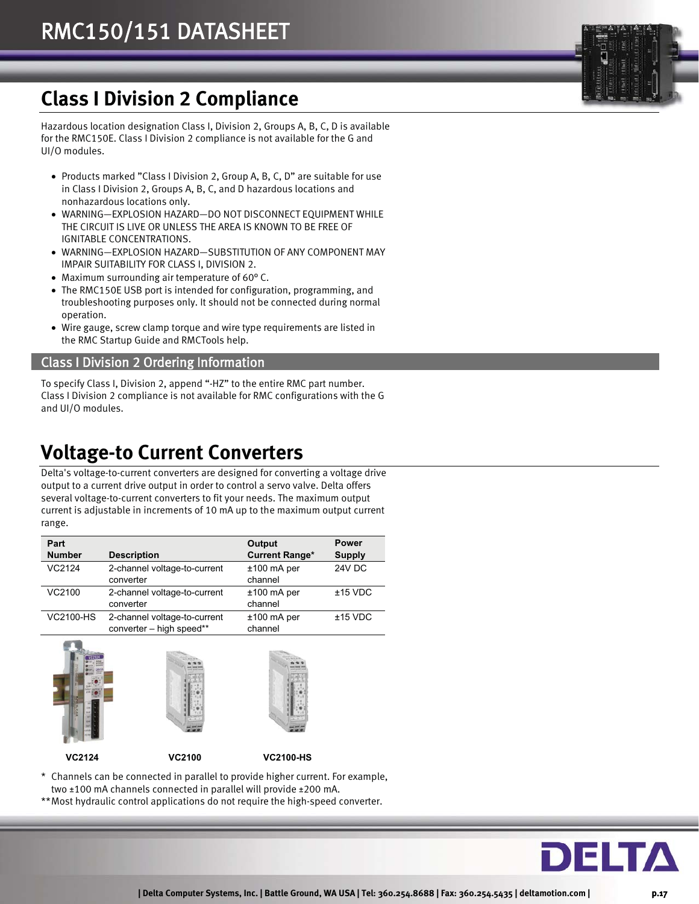## Class I Division 2 Compliance

Hazardous location designation Class I, Division 2, Groups A, B, C, D is available for the RMC150E. Class I Division 2 compliance is not available for the G and UI/O modules.

- Products marked "Class I Division 2, Group A, B, C, D" are suitable for use in Class I Division 2, Groups A, B, C, and D hazardous locations and nonhazardous locations only.
- WARNING—EXPLOSION HAZARD—DO NOT DISCONNECT EQUIPMENT WHILE THE CIRCUIT IS LIVE OR UNLESS THE AREA IS KNOWN TO BE FREE OF IGNITABLE CONCENTRATIONS.
- WARNING—EXPLOSION HAZARD—SUBSTITUTION OF ANY COMPONENT MAY IMPAIR SUITABILITY FOR CLASS I, DIVISION 2.
- Maximum surrounding air temperature of 60° C.
- The RMC150E USB port is intended for configuration, programming, and troubleshooting purposes only. It should not be connected during normal operation.
- Wire gauge, screw clamp torque and wire type requirements are listed in the RMC Startup Guide and RMCTools help.

### Class I Division 2 Ordering Information

To specify Class I, Division 2, append "-HZ" to the entire RMC part number. Class I Division 2 compliance is not available for RMC configurations with the G and UI/O modules.

## Voltage-to Current Converters

Delta's voltage-to-current converters are designed for converting a voltage drive output to a current drive output in order to control a servo valve. Delta offers several voltage-to-current converters to fit your needs. The maximum output current is adjustable in increments of 10 mA up to the maximum output current range.

| Part Number | Description | Output Current Range* | Power Supply |
|---|---|---|---|
| VC2124 | 2-channel voltage-to-current converter | ±100 mA per channel | 24V DC |
| VC2100 | 2-channel voltage-to-current converter | ±100 mA per channel | ±15 VDC |
| VC2100-HS | 2-channel voltage-to-current converter – high speed** | ±100 mA per channel | ±15 VDC |

VC2124 VC2100 VC2100-HS

* Channels can be connected in parallel to provide higher current. For example, two ±100 mA channels connected in parallel will provide ±200 mA.

** Most hydraulic control applications do not require the high-speed converter.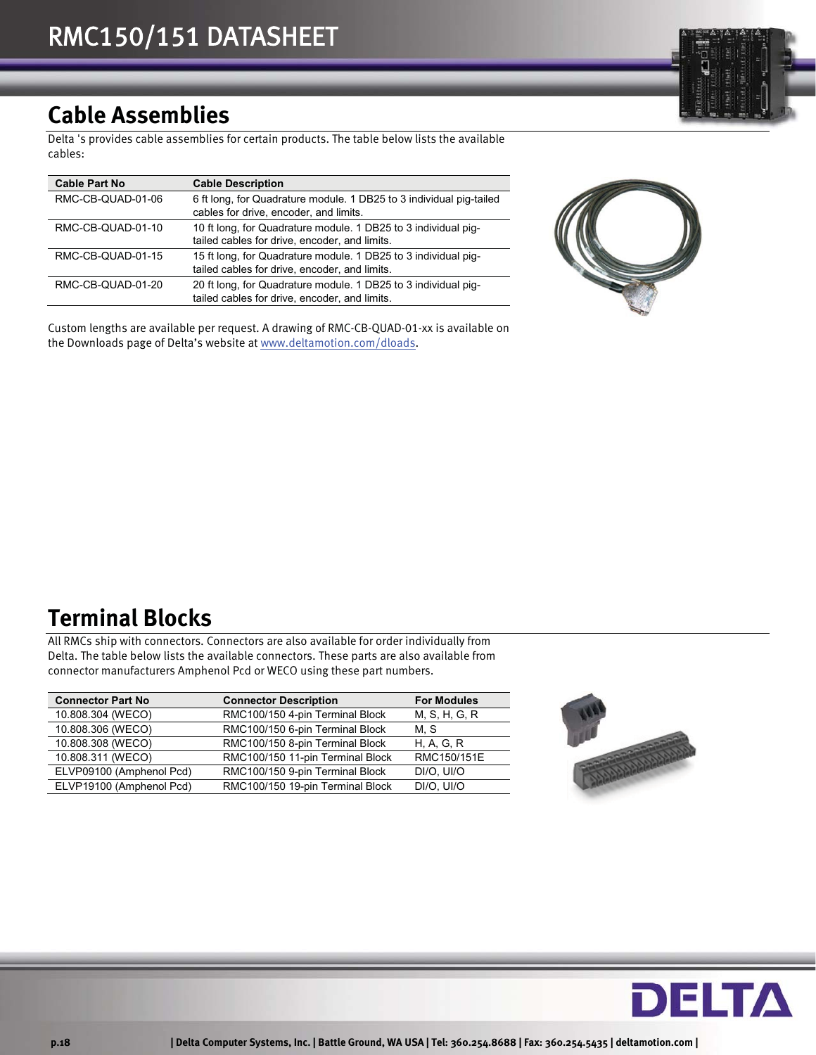## Cable Assemblies

Delta 's provides cable assemblies for certain products. The table below lists the available cables:

| Cable Part No | Cable Description |
|---|---|
| RMC-CB-QUAD-01-06 | 6 ft long, for Quadrature module. 1 DB25 to 3 individual pig-tailed cables for drive, encoder, and limits. |
| RMC-CB-QUAD-01-10 | 10 ft long, for Quadrature module. 1 DB25 to 3 individual pig-tailed cables for drive, encoder, and limits. |
| RMC-CB-QUAD-01-15 | 15 ft long, for Quadrature module. 1 DB25 to 3 individual pig-tailed cables for drive, encoder, and limits. |
| RMC-CB-QUAD-01-20 | 20 ft long, for Quadrature module. 1 DB25 to 3 individual pig-tailed cables for drive, encoder, and limits. |

Custom lengths are available per request. A drawing of RMC-CB-QUAD-01-xx is available on the Downloads page of Delta's website at www.deltamotion.com/dloads.

## Terminal Blocks

All RMCs ship with connectors. Connectors are also available for order individually from Delta. The table below lists the available connectors. These parts are also available from connector manufacturers Amphenol Pcd or WECO using these part numbers.

| Connector Part No | Connector Description | For Modules |
|---|---|---|
| 10.808.304 (WECO) | RMC100/150 4-pin Terminal Block | M, S, H, G, R |
| 10.808.306 (WECO) | RMC100/150 6-pin Terminal Block | M, S |
| 10.808.308 (WECO) | RMC100/150 8-pin Terminal Block | H, A, G, R |
| 10.808.311 (WECO) | RMC100/150 11-pin Terminal Block | RMC150/151E |
| ELVP09100 (Amphenol Pcd) | RMC100/150 9-pin Terminal Block | DI/O, UI/O |
| ELVP19100 (Amphenol Pcd) | RMC100/150 19-pin Terminal Block | DI/O, UI/O |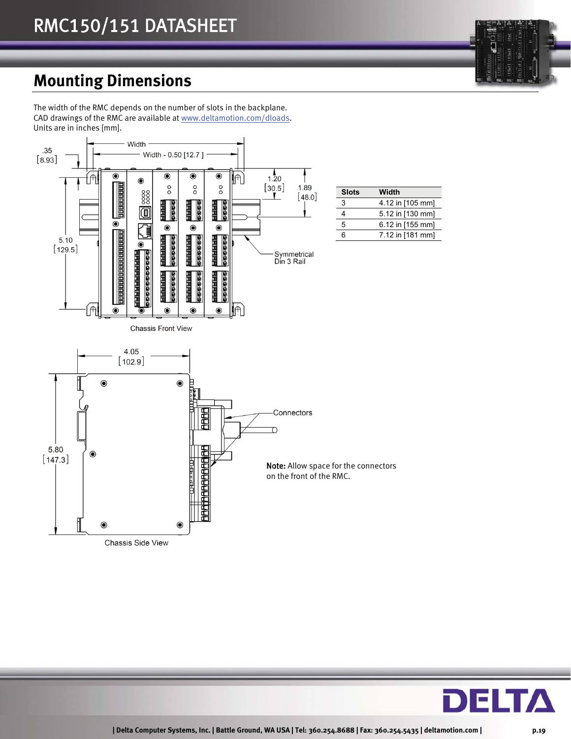## Mounting Dimensions

The width of the RMC depends on the number of slots in the backplane.
CAD drawings of the RMC are available at www.deltamotion.com/dloads.
Units are in inches [mm].

Width

Width - 0.50 [12.7 ]

.35
[8.93]

1.20
[30.5]

1.89
[48.0]

5.10
[129.5]

Symmetrical
Din 3 Rail

Chassis Front View

| Slots | Width |
|---|---|
| 3 | 4.12 in [105 mm] |
| 4 | 5.12 in [130 mm] |
| 5 | 6.12 in [155 mm] |
| 6 | 7.12 in [181 mm] |

4.05
[102.9]

5.80
[147.3]

Connectors

**Note:** Allow space for the connectors on the front of the RMC.

Chassis Side View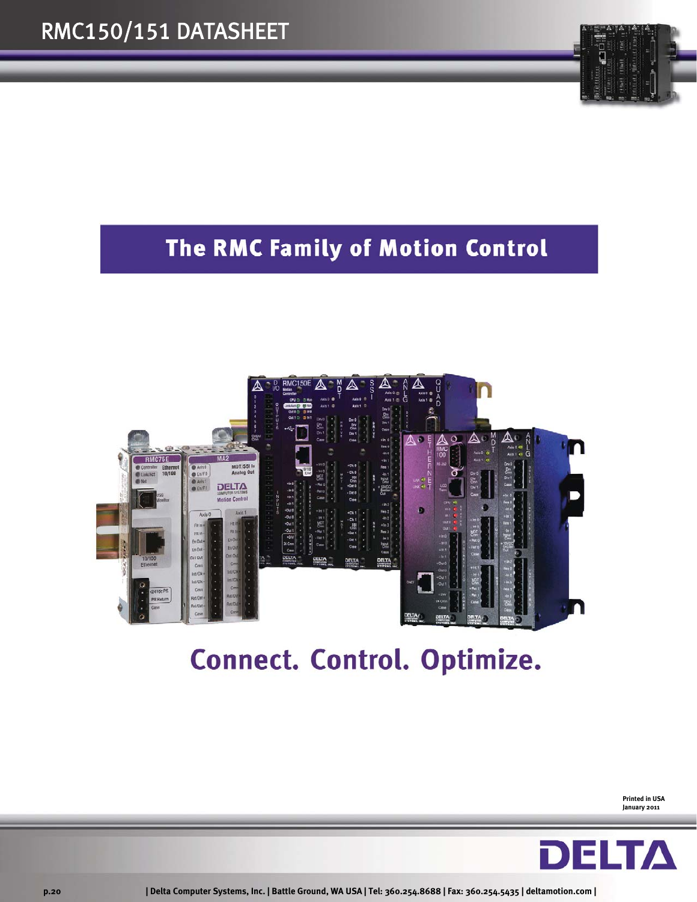# The RMC Family of Motion Control

Connect. Control. Optimize.

Printed in USA
January 2011

DELTA

| Delta Computer Systems, Inc. | Battle Ground, WA USA | Tel: 360.254.8688 | Fax: 360.254.5435 | deltamotion.com |